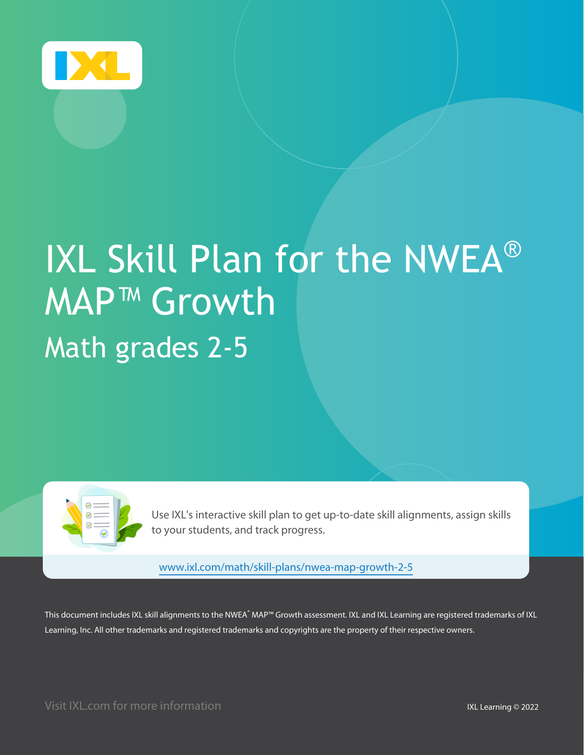# IXL Skill Plan for the NWEA® MAP™ Growth

## Math grades 2-5

Use IXL's interactive skill plan to get up-to-date skill alignments, assign skills to your students, and track progress.

www.ixl.com/math/skill-plans/nwea-map-growth-2-5

This document includes IXL skill alignments to the NWEA® MAP™ Growth assessment. IXL and IXL Learning are registered trademarks of IXL Learning, Inc. All other trademarks and registered trademarks and copyrights are the property of their respective owners.

Visit IXL.com for more information

IXL Learning © 2022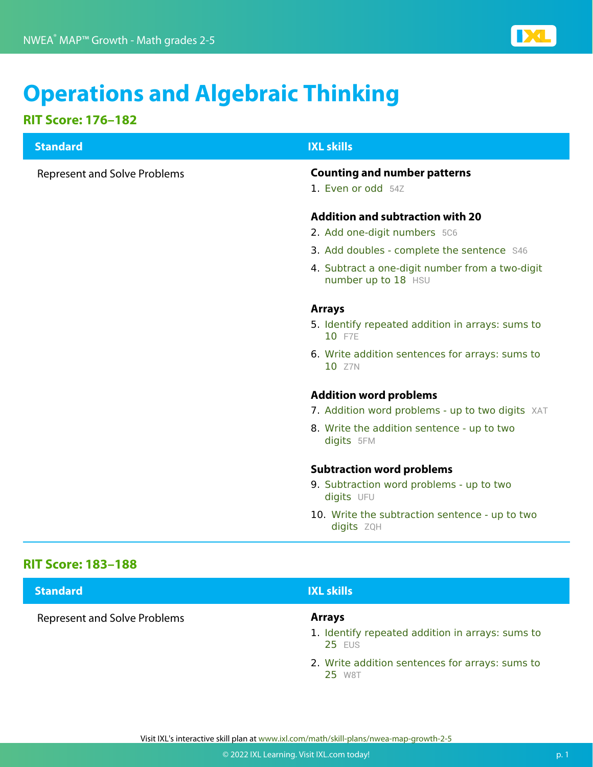# Operations and Algebraic Thinking

## RIT Score: 176–182

| Standard | IXL skills |
|---|---|
| Represent and Solve Problems | **Counting and number patterns**<br>1. Even or odd 54Z<br><br>**Addition and subtraction with 20**<br>2. Add one-digit numbers 5C6<br>3. Add doubles - complete the sentence S46<br>4. Subtract a one-digit number from a two-digit number up to 18 HSU<br><br>**Arrays**<br>5. Identify repeated addition in arrays: sums to 10 F7E<br>6. Write addition sentences for arrays: sums to 10 Z7N<br><br>**Addition word problems**<br>7. Addition word problems - up to two digits XAT<br>8. Write the addition sentence - up to two digits 5FM<br><br>**Subtraction word problems**<br>9. Subtraction word problems - up to two digits UFU<br>10. Write the subtraction sentence - up to two digits ZQH |

## RIT Score: 183–188

| Standard | IXL skills |
|---|---|
| Represent and Solve Problems | **Arrays**<br>1. Identify repeated addition in arrays: sums to 25 EUS<br>2. Write addition sentences for arrays: sums to 25 W8T |

Visit IXL's interactive skill plan at www.ixl.com/math/skill-plans/nwea-map-growth-2-5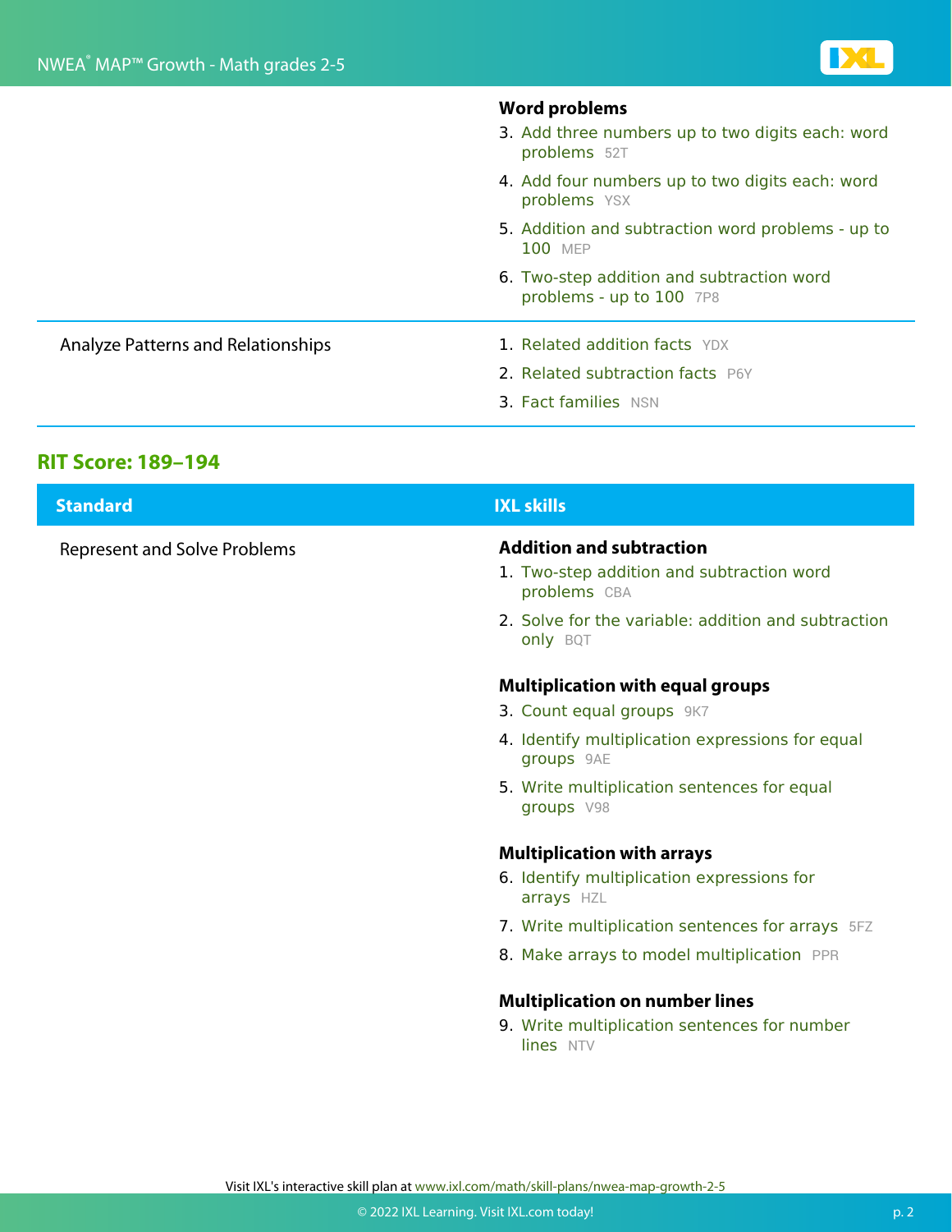| | |
|---|---|
| | **Word problems**<br>3. Add three numbers up to two digits each: word problems 52T<br>4. Add four numbers up to two digits each: word problems YSX<br>5. Addition and subtraction word problems - up to 100 MEP<br>6. Two-step addition and subtraction word problems - up to 100 7P8 |
| Analyze Patterns and Relationships | 1. Related addition facts YDX<br>2. Related subtraction facts P6Y<br>3. Fact families NSN |

## RIT Score: 189–194

| Standard | IXL skills |
|---|---|
| Represent and Solve Problems | **Addition and subtraction**<br>1. Two-step addition and subtraction word problems CBA<br>2. Solve for the variable: addition and subtraction only BQT<br><br>**Multiplication with equal groups**<br>3. Count equal groups 9K7<br>4. Identify multiplication expressions for equal groups 9AE<br>5. Write multiplication sentences for equal groups V98<br><br>**Multiplication with arrays**<br>6. Identify multiplication expressions for arrays HZL<br>7. Write multiplication sentences for arrays 5FZ<br>8. Make arrays to model multiplication PPR<br><br>**Multiplication on number lines**<br>9. Write multiplication sentences for number lines NTV |

Visit IXL's interactive skill plan at www.ixl.com/math/skill-plans/nwea-map-growth-2-5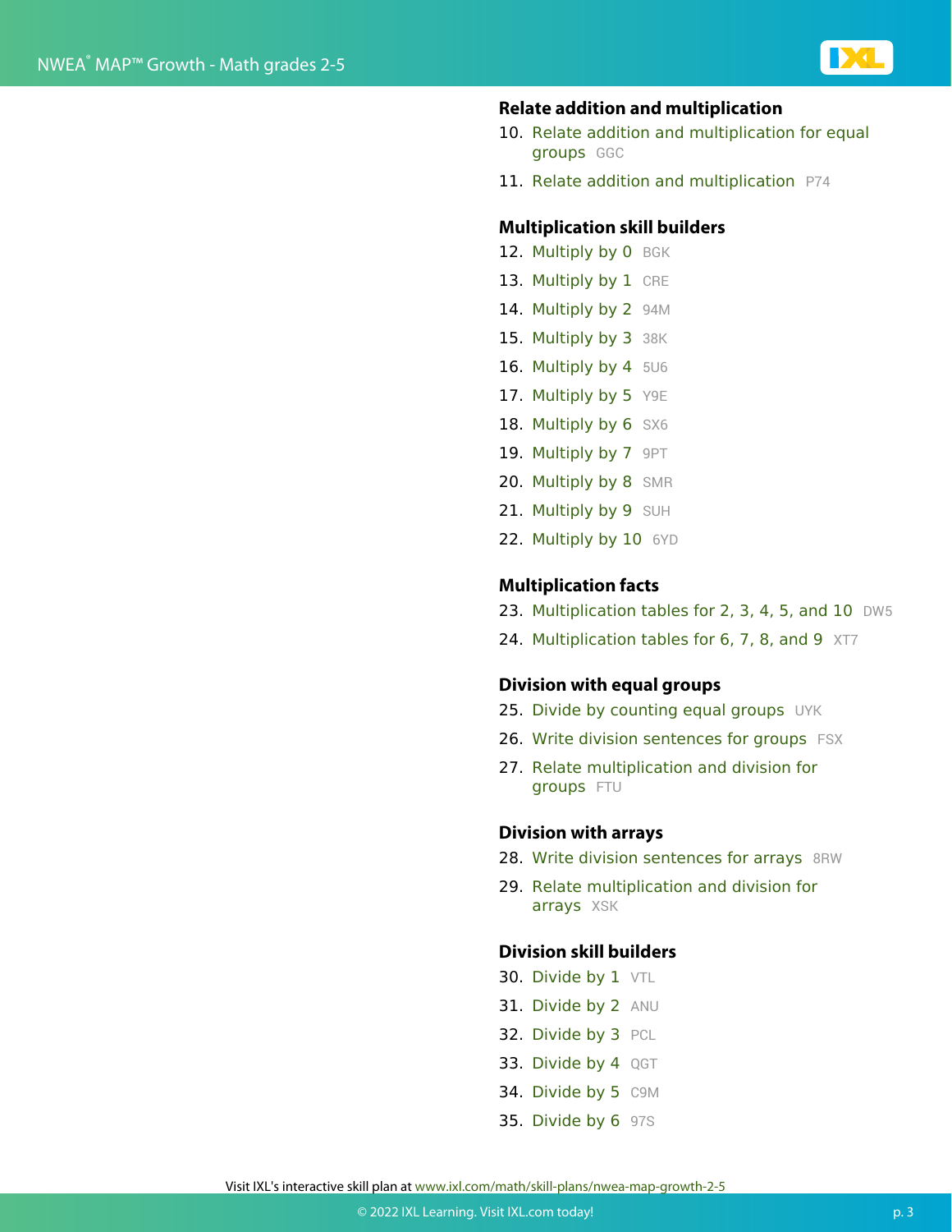### Relate addition and multiplication

10. Relate addition and multiplication for equal groups GGC
11. Relate addition and multiplication P74

### Multiplication skill builders

12. Multiply by 0 BGK
13. Multiply by 1 CRE
14. Multiply by 2 94M
15. Multiply by 3 38K
16. Multiply by 4 5U6
17. Multiply by 5 Y9E
18. Multiply by 6 SX6
19. Multiply by 7 9PT
20. Multiply by 8 SMR
21. Multiply by 9 SUH
22. Multiply by 10 6YD

### Multiplication facts

23. Multiplication tables for 2, 3, 4, 5, and 10 DW5
24. Multiplication tables for 6, 7, 8, and 9 XT7

### Division with equal groups

25. Divide by counting equal groups UYK
26. Write division sentences for groups FSX
27. Relate multiplication and division for groups FTU

### Division with arrays

28. Write division sentences for arrays 8RW
29. Relate multiplication and division for arrays XSK

### Division skill builders

30. Divide by 1 VTL
31. Divide by 2 ANU
32. Divide by 3 PCL
33. Divide by 4 QGT
34. Divide by 5 C9M
35. Divide by 6 97S

Visit IXL's interactive skill plan at www.ixl.com/math/skill-plans/nwea-map-growth-2-5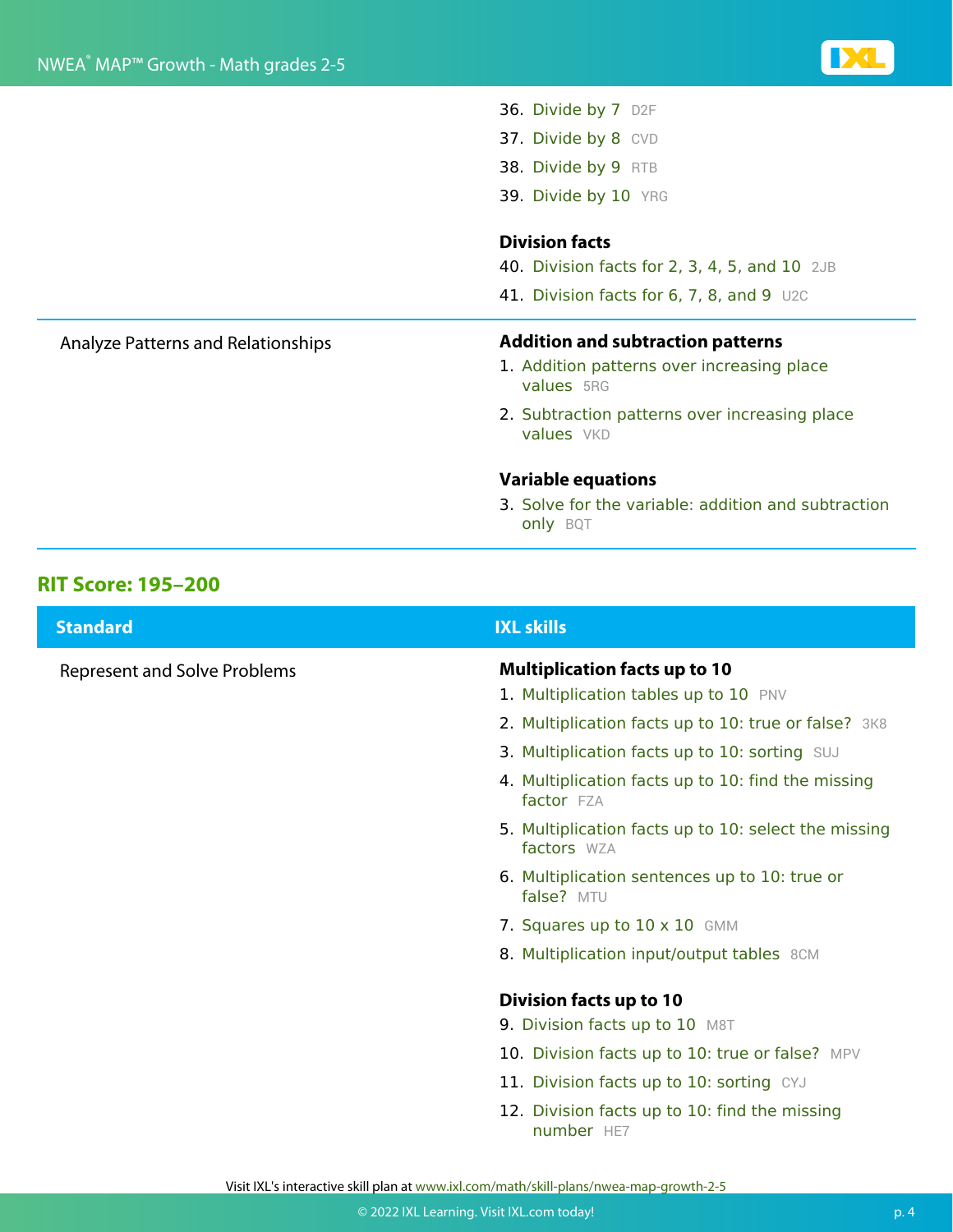36. Divide by 7 D2F
37. Divide by 8 CVD
38. Divide by 9 RTB
39. Divide by 10 YRG

**Division facts**

40. Division facts for 2, 3, 4, 5, and 10 2JB
41. Division facts for 6, 7, 8, and 9 U2C

| Standard | IXL skills |
| --- | --- |
| Analyze Patterns and Relationships | **Addition and subtraction patterns**<br>1. Addition patterns over increasing place values 5RG<br>2. Subtraction patterns over increasing place values VKD<br><br>**Variable equations**<br>3. Solve for the variable: addition and subtraction only BQT |

## RIT Score: 195–200

| Standard | IXL skills |
| --- | --- |
| Represent and Solve Problems | **Multiplication facts up to 10**<br>1. Multiplication tables up to 10 PNV<br>2. Multiplication facts up to 10: true or false? 3K8<br>3. Multiplication facts up to 10: sorting SUJ<br>4. Multiplication facts up to 10: find the missing factor FZA<br>5. Multiplication facts up to 10: select the missing factors WZA<br>6. Multiplication sentences up to 10: true or false? MTU<br>7. Squares up to 10 x 10 GMM<br>8. Multiplication input/output tables 8CM<br><br>**Division facts up to 10**<br>9. Division facts up to 10 M8T<br>10. Division facts up to 10: true or false? MPV<br>11. Division facts up to 10: sorting CYJ<br>12. Division facts up to 10: find the missing number HE7 |

Visit IXL's interactive skill plan at www.ixl.com/math/skill-plans/nwea-map-growth-2-5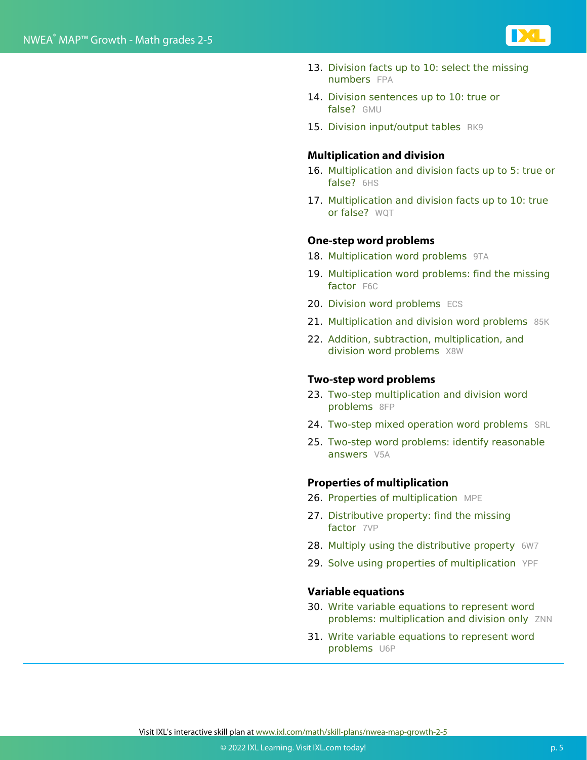13. Division facts up to 10: select the missing numbers FPA
14. Division sentences up to 10: true or false? GMU
15. Division input/output tables RK9

### Multiplication and division

16. Multiplication and division facts up to 5: true or false? 6HS
17. Multiplication and division facts up to 10: true or false? WQT

### One-step word problems

18. Multiplication word problems 9TA
19. Multiplication word problems: find the missing factor F6C
20. Division word problems ECS
21. Multiplication and division word problems 85K
22. Addition, subtraction, multiplication, and division word problems X8W

### Two-step word problems

23. Two-step multiplication and division word problems 8FP
24. Two-step mixed operation word problems SRL
25. Two-step word problems: identify reasonable answers V5A

### Properties of multiplication

26. Properties of multiplication MPE
27. Distributive property: find the missing factor 7VP
28. Multiply using the distributive property 6W7
29. Solve using properties of multiplication YPF

### Variable equations

30. Write variable equations to represent word problems: multiplication and division only ZNN
31. Write variable equations to represent word problems U6P

Visit IXL's interactive skill plan at www.ixl.com/math/skill-plans/nwea-map-growth-2-5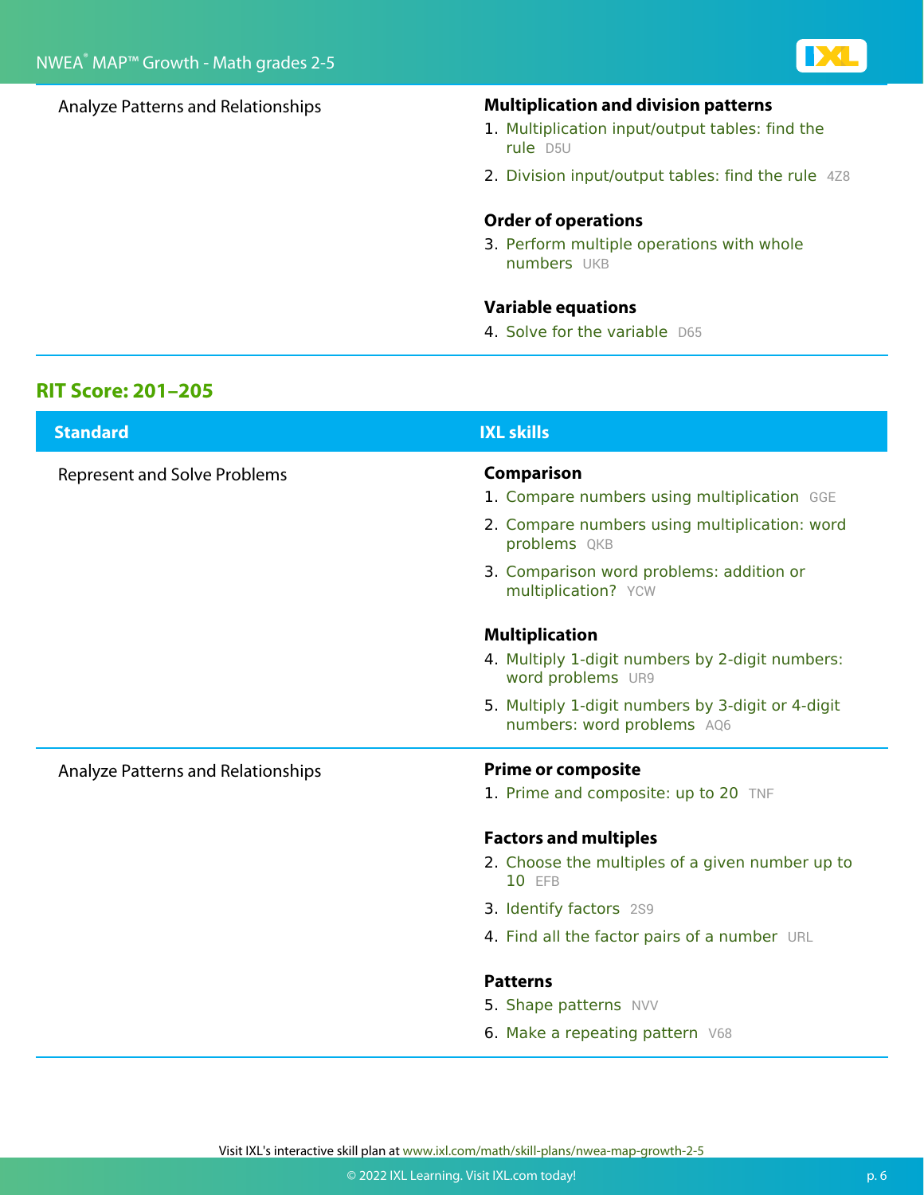| Standard | IXL skills |
| --- | --- |
| Analyze Patterns and Relationships | **Multiplication and division patterns**<br>1. Multiplication input/output tables: find the rule D5U<br>2. Division input/output tables: find the rule 4Z8<br><br>**Order of operations**<br>3. Perform multiple operations with whole numbers UKB<br><br>**Variable equations**<br>4. Solve for the variable D65 |

## RIT Score: 201–205

| Standard | IXL skills |
| --- | --- |
| Represent and Solve Problems | **Comparison**<br>1. Compare numbers using multiplication GGE<br>2. Compare numbers using multiplication: word problems QKB<br>3. Comparison word problems: addition or multiplication? YCW<br><br>**Multiplication**<br>4. Multiply 1-digit numbers by 2-digit numbers: word problems UR9<br>5. Multiply 1-digit numbers by 3-digit or 4-digit numbers: word problems AQ6 |
| Analyze Patterns and Relationships | **Prime or composite**<br>1. Prime and composite: up to 20 TNF<br><br>**Factors and multiples**<br>2. Choose the multiples of a given number up to 10 EFB<br>3. Identify factors 2S9<br>4. Find all the factor pairs of a number URL<br><br>**Patterns**<br>5. Shape patterns NVV<br>6. Make a repeating pattern V68 |

Visit IXL's interactive skill plan at www.ixl.com/math/skill-plans/nwea-map-growth-2-5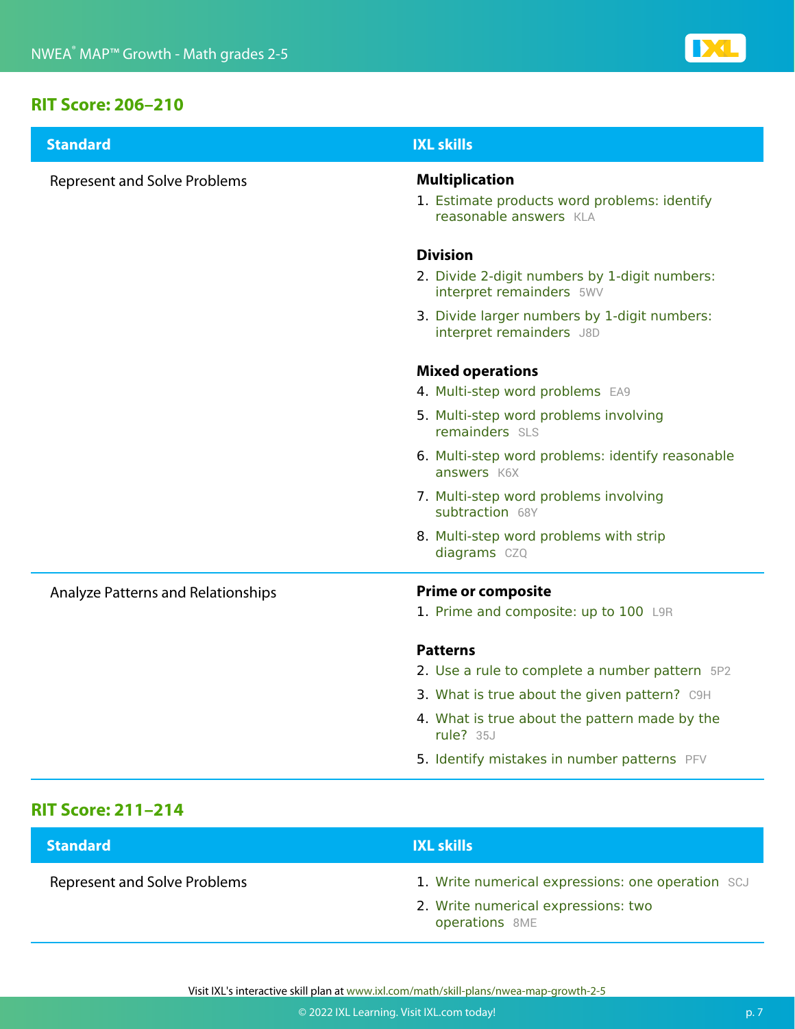## RIT Score: 206–210

| Standard | IXL skills |
| --- | --- |
| Represent and Solve Problems | **Multiplication**<br>1. Estimate products word problems: identify reasonable answers KLA<br>**Division**<br>2. Divide 2-digit numbers by 1-digit numbers: interpret remainders 5WV<br>3. Divide larger numbers by 1-digit numbers: interpret remainders J8D<br>**Mixed operations**<br>4. Multi-step word problems EA9<br>5. Multi-step word problems involving remainders SLS<br>6. Multi-step word problems: identify reasonable answers K6X<br>7. Multi-step word problems involving subtraction 68Y<br>8. Multi-step word problems with strip diagrams CZQ |
| Analyze Patterns and Relationships | **Prime or composite**<br>1. Prime and composite: up to 100 L9R<br>**Patterns**<br>2. Use a rule to complete a number pattern 5P2<br>3. What is true about the given pattern? C9H<br>4. What is true about the pattern made by the rule? 35J<br>5. Identify mistakes in number patterns PFV |

## RIT Score: 211–214

| Standard | IXL skills |
| --- | --- |
| Represent and Solve Problems | 1. Write numerical expressions: one operation SCJ<br>2. Write numerical expressions: two operations 8ME |

Visit IXL's interactive skill plan at www.ixl.com/math/skill-plans/nwea-map-growth-2-5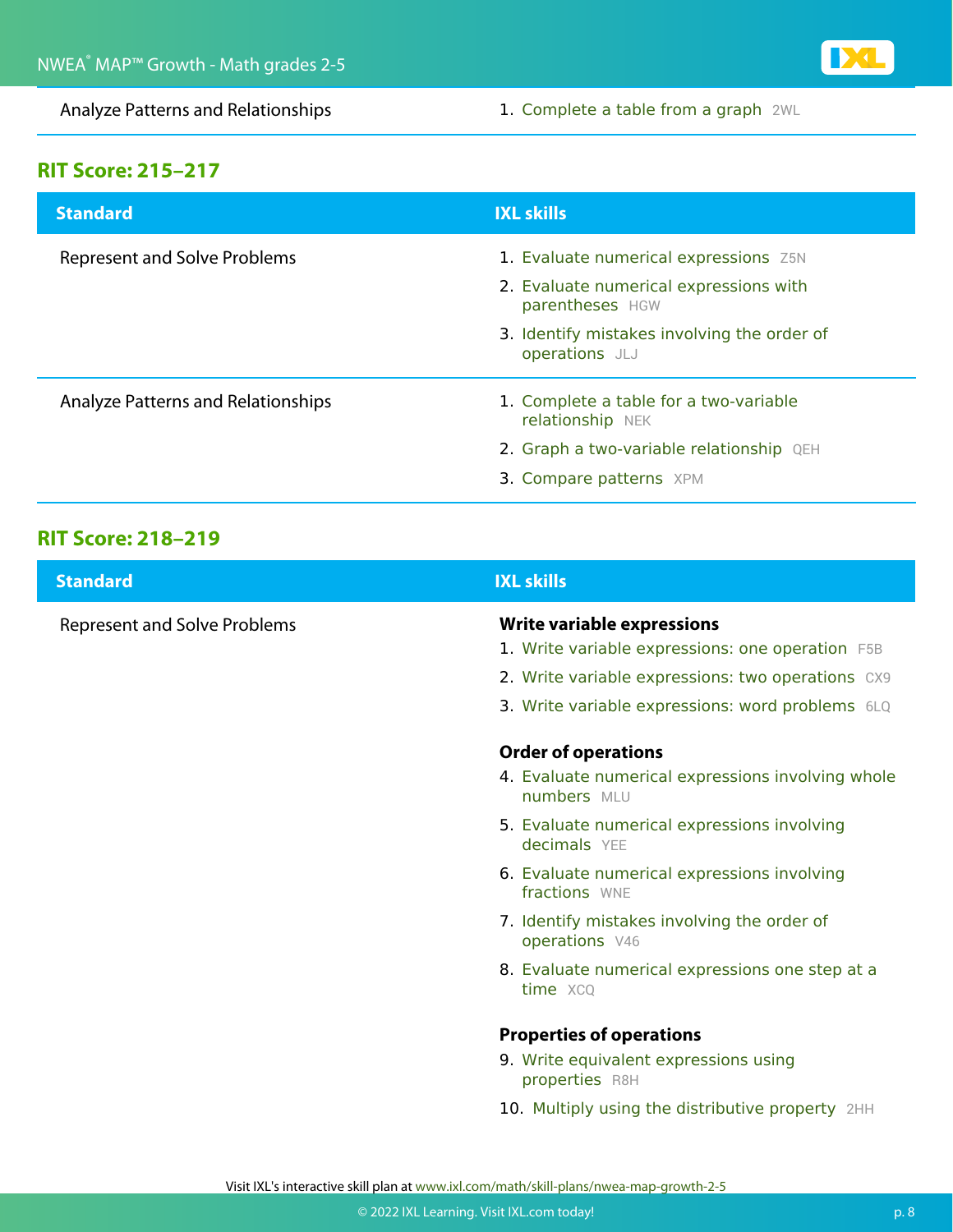| Analyze Patterns and Relationships | 1. Complete a table from a graph 2WL |
|---|---|

## RIT Score: 215–217

| Standard | IXL skills |
|---|---|
| Represent and Solve Problems | 1. Evaluate numerical expressions Z5N<br>2. Evaluate numerical expressions with parentheses HGW<br>3. Identify mistakes involving the order of operations JLJ |
| Analyze Patterns and Relationships | 1. Complete a table for a two-variable relationship NEK<br>2. Graph a two-variable relationship QEH<br>3. Compare patterns XPM |

## RIT Score: 218–219

| Standard | IXL skills |
|---|---|
| Represent and Solve Problems | **Write variable expressions**<br>1. Write variable expressions: one operation F5B<br>2. Write variable expressions: two operations CX9<br>3. Write variable expressions: word problems 6LQ<br><br>**Order of operations**<br>4. Evaluate numerical expressions involving whole numbers MLU<br>5. Evaluate numerical expressions involving decimals YEE<br>6. Evaluate numerical expressions involving fractions WNE<br>7. Identify mistakes involving the order of operations V46<br>8. Evaluate numerical expressions one step at a time XCQ<br><br>**Properties of operations**<br>9. Write equivalent expressions using properties R8H<br>10. Multiply using the distributive property 2HH |

Visit IXL's interactive skill plan at www.ixl.com/math/skill-plans/nwea-map-growth-2-5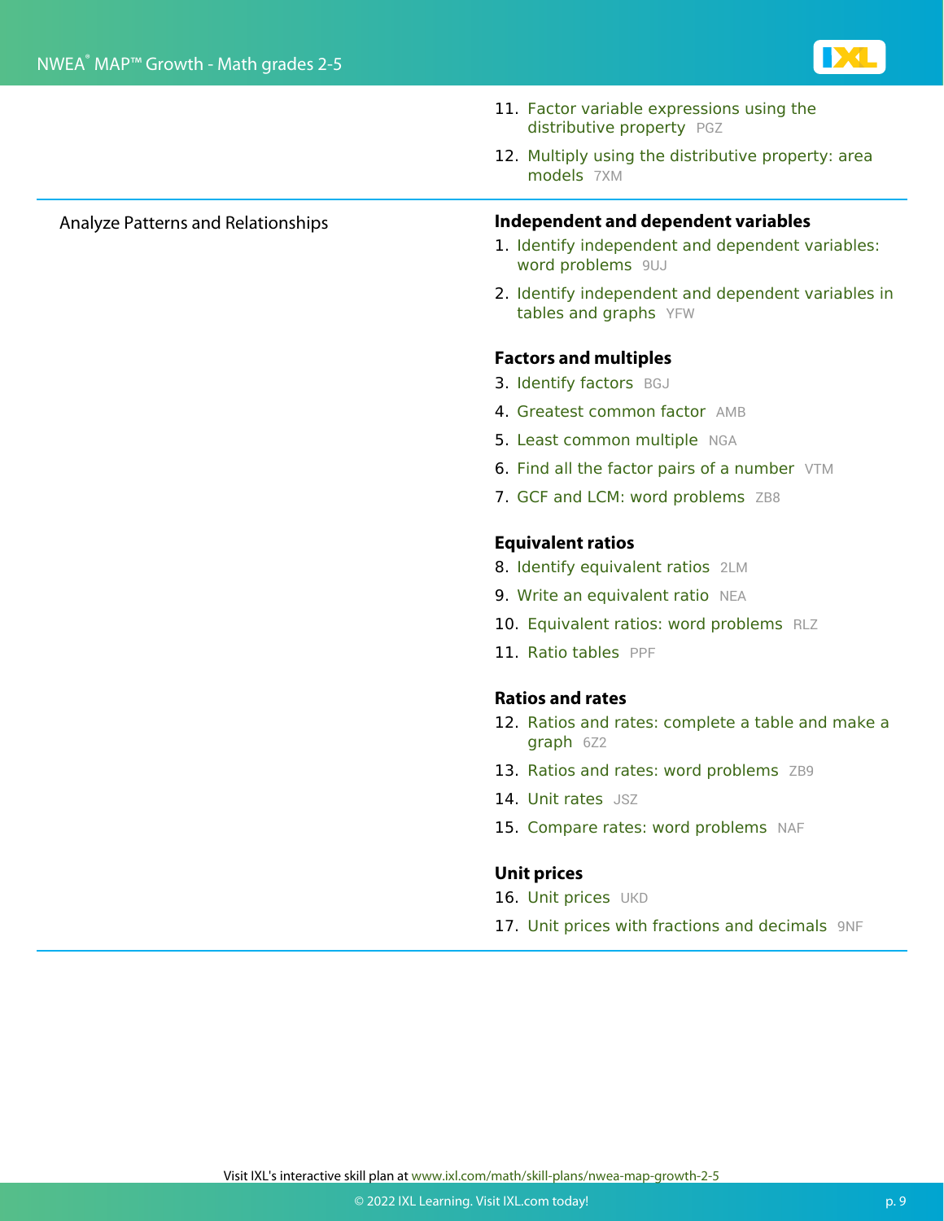11. Factor variable expressions using the distributive property PGZ
12. Multiply using the distributive property: area models 7XM

---

Analyze Patterns and Relationships

**Independent and dependent variables**

1. Identify independent and dependent variables: word problems 9UJ
2. Identify independent and dependent variables in tables and graphs YFW

**Factors and multiples**

3. Identify factors BGJ
4. Greatest common factor AMB
5. Least common multiple NGA
6. Find all the factor pairs of a number VTM
7. GCF and LCM: word problems ZB8

**Equivalent ratios**

8. Identify equivalent ratios 2LM
9. Write an equivalent ratio NEA
10. Equivalent ratios: word problems RLZ
11. Ratio tables PPF

**Ratios and rates**

12. Ratios and rates: complete a table and make a graph 6Z2
13. Ratios and rates: word problems ZB9
14. Unit rates JSZ
15. Compare rates: word problems NAF

**Unit prices**

16. Unit prices UKD
17. Unit prices with fractions and decimals 9NF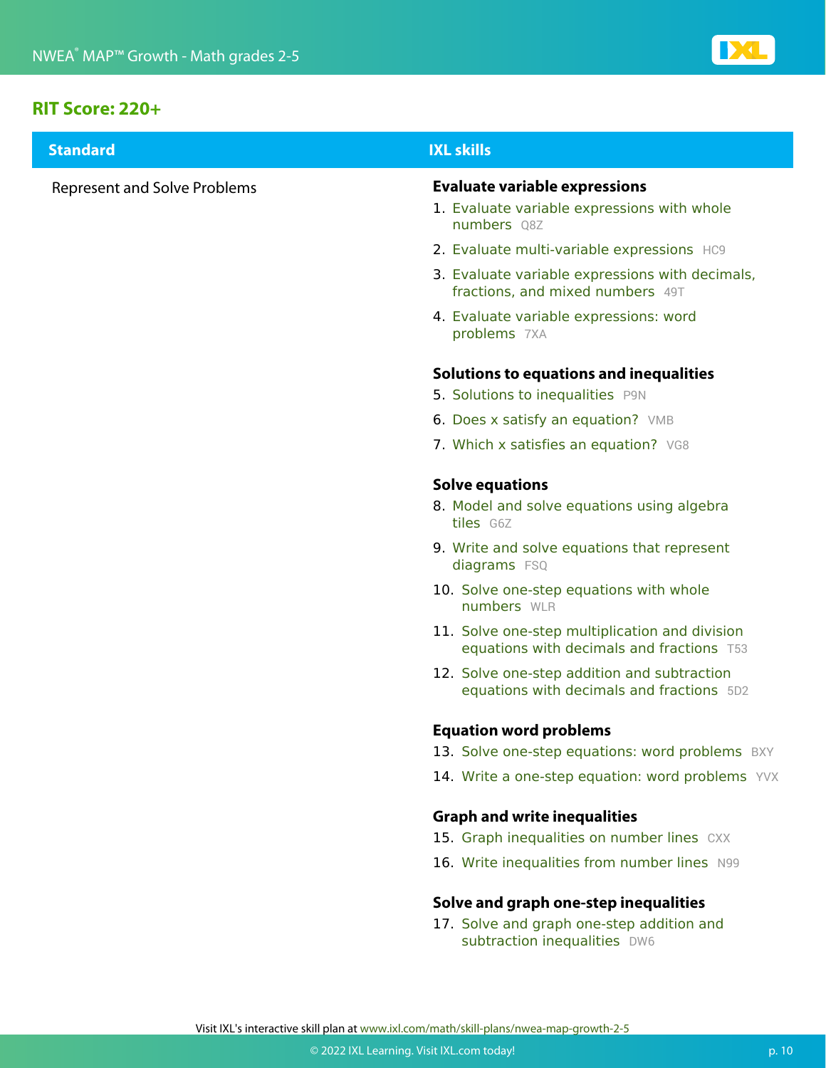## RIT Score: 220+

| Standard | IXL skills |
| --- | --- |
| Represent and Solve Problems | **Evaluate variable expressions**<br>1. Evaluate variable expressions with whole numbers Q8Z<br>2. Evaluate multi-variable expressions HC9<br>3. Evaluate variable expressions with decimals, fractions, and mixed numbers 49T<br>4. Evaluate variable expressions: word problems 7XA<br><br>**Solutions to equations and inequalities**<br>5. Solutions to inequalities P9N<br>6. Does x satisfy an equation? VMB<br>7. Which x satisfies an equation? VG8<br><br>**Solve equations**<br>8. Model and solve equations using algebra tiles G6Z<br>9. Write and solve equations that represent diagrams FSQ<br>10. Solve one-step equations with whole numbers WLR<br>11. Solve one-step multiplication and division equations with decimals and fractions T53<br>12. Solve one-step addition and subtraction equations with decimals and fractions 5D2<br><br>**Equation word problems**<br>13. Solve one-step equations: word problems BXY<br>14. Write a one-step equation: word problems YVX<br><br>**Graph and write inequalities**<br>15. Graph inequalities on number lines CXX<br>16. Write inequalities from number lines N99<br><br>**Solve and graph one-step inequalities**<br>17. Solve and graph one-step addition and subtraction inequalities DW6 |

Visit IXL's interactive skill plan at www.ixl.com/math/skill-plans/nwea-map-growth-2-5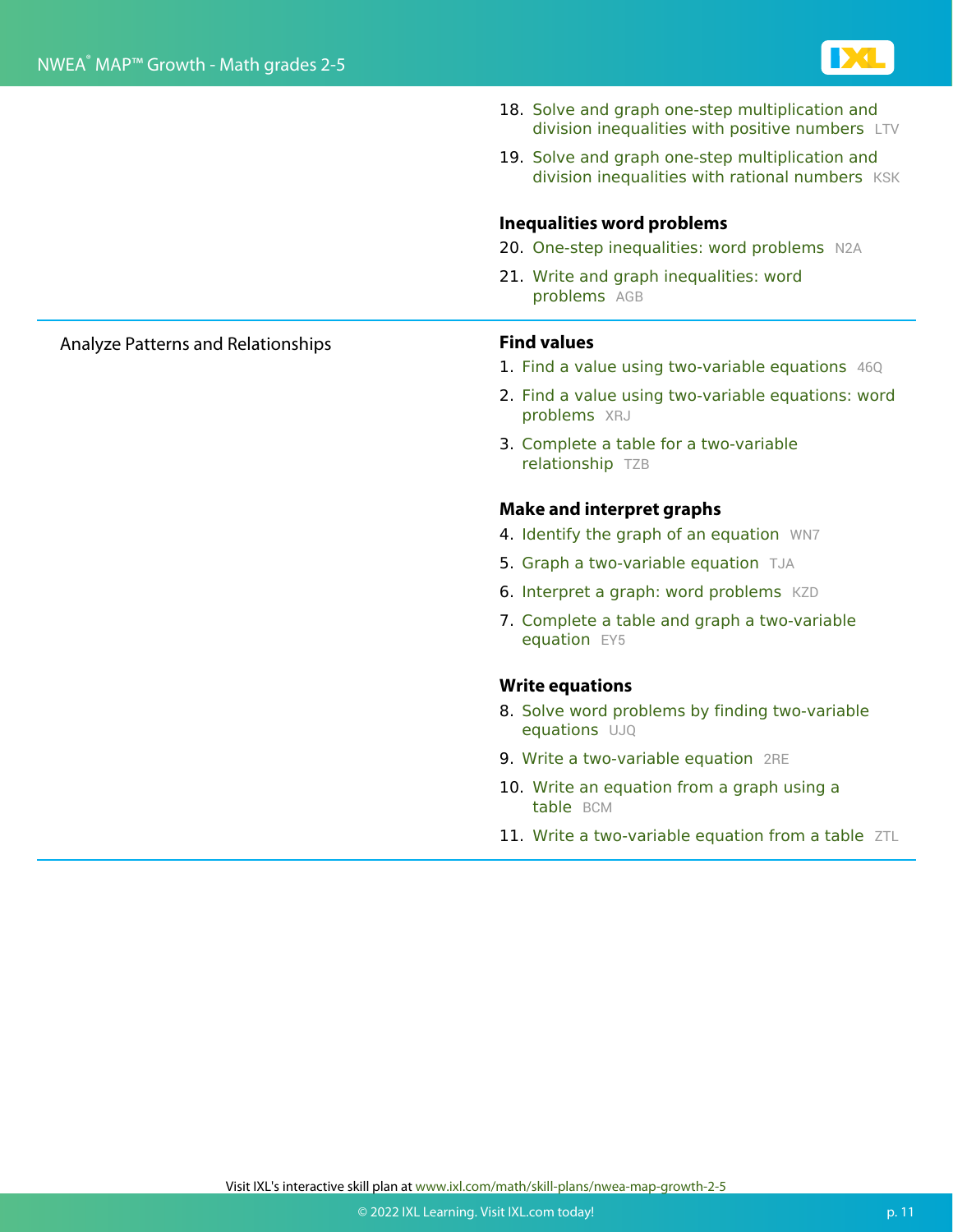18. Solve and graph one-step multiplication and division inequalities with positive numbers LTV
19. Solve and graph one-step multiplication and division inequalities with rational numbers KSK

**Inequalities word problems**

20. One-step inequalities: word problems N2A
21. Write and graph inequalities: word problems AGB

---

Analyze Patterns and Relationships

**Find values**

1. Find a value using two-variable equations 46Q
2. Find a value using two-variable equations: word problems XRJ
3. Complete a table for a two-variable relationship TZB

**Make and interpret graphs**

4. Identify the graph of an equation WN7
5. Graph a two-variable equation TJA
6. Interpret a graph: word problems KZD
7. Complete a table and graph a two-variable equation EY5

**Write equations**

8. Solve word problems by finding two-variable equations UJQ
9. Write a two-variable equation 2RE
10. Write an equation from a graph using a table BCM
11. Write a two-variable equation from a table ZTL

---

Visit IXL's interactive skill plan at www.ixl.com/math/skill-plans/nwea-map-growth-2-5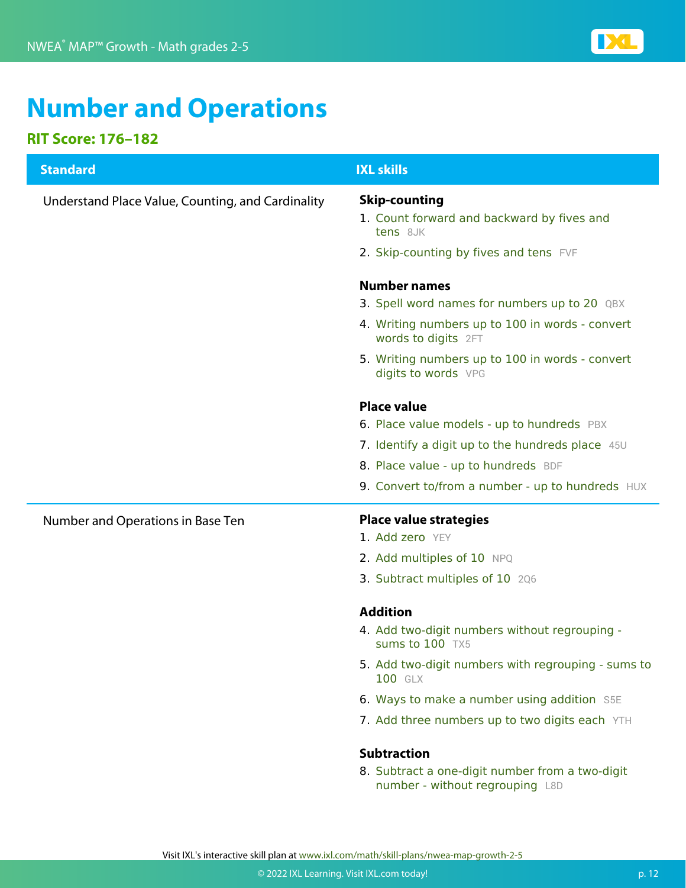# Number and Operations

## RIT Score: 176–182

| Standard | IXL skills |
| --- | --- |
| Understand Place Value, Counting, and Cardinality | **Skip-counting**<br>1. Count forward and backward by fives and tens 8JK<br>2. Skip-counting by fives and tens FVF<br><br>**Number names**<br>3. Spell word names for numbers up to 20 QBX<br>4. Writing numbers up to 100 in words - convert words to digits 2FT<br>5. Writing numbers up to 100 in words - convert digits to words VPG<br><br>**Place value**<br>6. Place value models - up to hundreds PBX<br>7. Identify a digit up to the hundreds place 45U<br>8. Place value - up to hundreds BDF<br>9. Convert to/from a number - up to hundreds HUX |
| Number and Operations in Base Ten | **Place value strategies**<br>1. Add zero YEY<br>2. Add multiples of 10 NPQ<br>3. Subtract multiples of 10 2Q6<br><br>**Addition**<br>4. Add two-digit numbers without regrouping - sums to 100 TX5<br>5. Add two-digit numbers with regrouping - sums to 100 GLX<br>6. Ways to make a number using addition S5E<br>7. Add three numbers up to two digits each YTH<br><br>**Subtraction**<br>8. Subtract a one-digit number from a two-digit number - without regrouping L8D |

Visit IXL's interactive skill plan at www.ixl.com/math/skill-plans/nwea-map-growth-2-5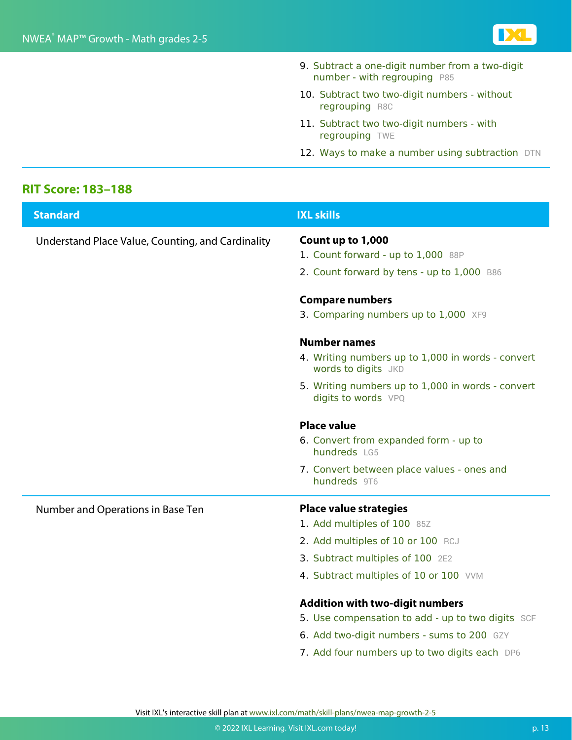9. Subtract a one-digit number from a two-digit number - with regrouping P85
10. Subtract two two-digit numbers - without regrouping R8C
11. Subtract two two-digit numbers - with regrouping TWE
12. Ways to make a number using subtraction DTN

## RIT Score: 183–188

| Standard | IXL skills |
| --- | --- |
| Understand Place Value, Counting, and Cardinality | **Count up to 1,000**<br>1. Count forward - up to 1,000 88P<br>2. Count forward by tens - up to 1,000 B86<br><br>**Compare numbers**<br>3. Comparing numbers up to 1,000 XF9<br><br>**Number names**<br>4. Writing numbers up to 1,000 in words - convert words to digits JKD<br>5. Writing numbers up to 1,000 in words - convert digits to words VPQ<br><br>**Place value**<br>6. Convert from expanded form - up to hundreds LG5<br>7. Convert between place values - ones and hundreds 9T6 |
| Number and Operations in Base Ten | **Place value strategies**<br>1. Add multiples of 100 85Z<br>2. Add multiples of 10 or 100 RCJ<br>3. Subtract multiples of 100 2E2<br>4. Subtract multiples of 10 or 100 VVM<br><br>**Addition with two-digit numbers**<br>5. Use compensation to add - up to two digits SCF<br>6. Add two-digit numbers - sums to 200 GZY<br>7. Add four numbers up to two digits each DP6 |

Visit IXL's interactive skill plan at www.ixl.com/math/skill-plans/nwea-map-growth-2-5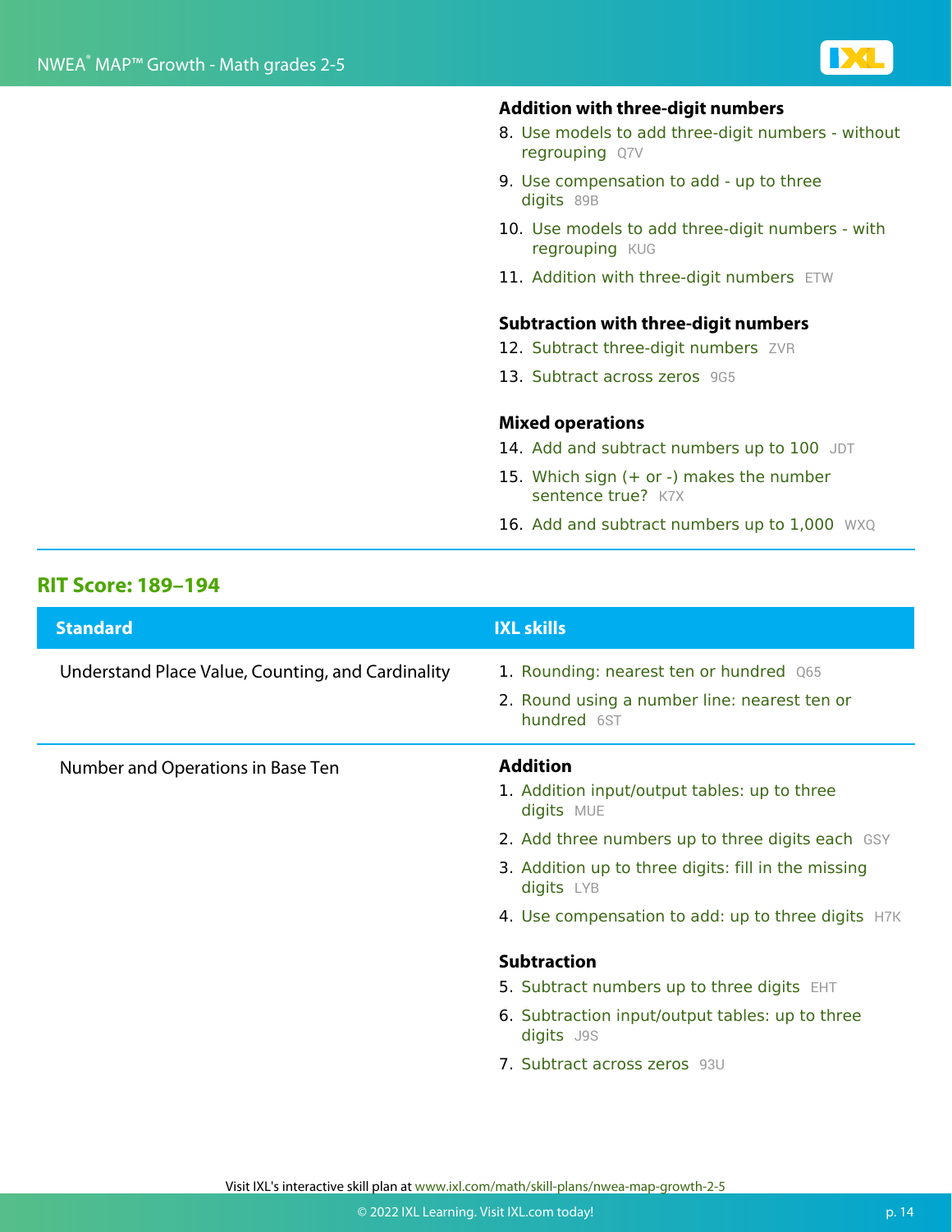**Addition with three-digit numbers**

8. Use models to add three-digit numbers - without regrouping Q7V
9. Use compensation to add - up to three digits 89B
10. Use models to add three-digit numbers - with regrouping KUG
11. Addition with three-digit numbers ETW

**Subtraction with three-digit numbers**

12. Subtract three-digit numbers ZVR
13. Subtract across zeros 9G5

**Mixed operations**

14. Add and subtract numbers up to 100 JDT
15. Which sign (+ or -) makes the number sentence true? K7X
16. Add and subtract numbers up to 1,000 WXQ

## RIT Score: 189–194

| Standard | IXL skills |
| --- | --- |
| Understand Place Value, Counting, and Cardinality | 1. Rounding: nearest ten or hundred Q65<br>2. Round using a number line: nearest ten or hundred 6ST |
| Number and Operations in Base Ten | **Addition**<br>1. Addition input/output tables: up to three digits MUE<br>2. Add three numbers up to three digits each GSY<br>3. Addition up to three digits: fill in the missing digits LYB<br>4. Use compensation to add: up to three digits H7K<br>**Subtraction**<br>5. Subtract numbers up to three digits EHT<br>6. Subtraction input/output tables: up to three digits J9S<br>7. Subtract across zeros 93U |

Visit IXL's interactive skill plan at www.ixl.com/math/skill-plans/nwea-map-growth-2-5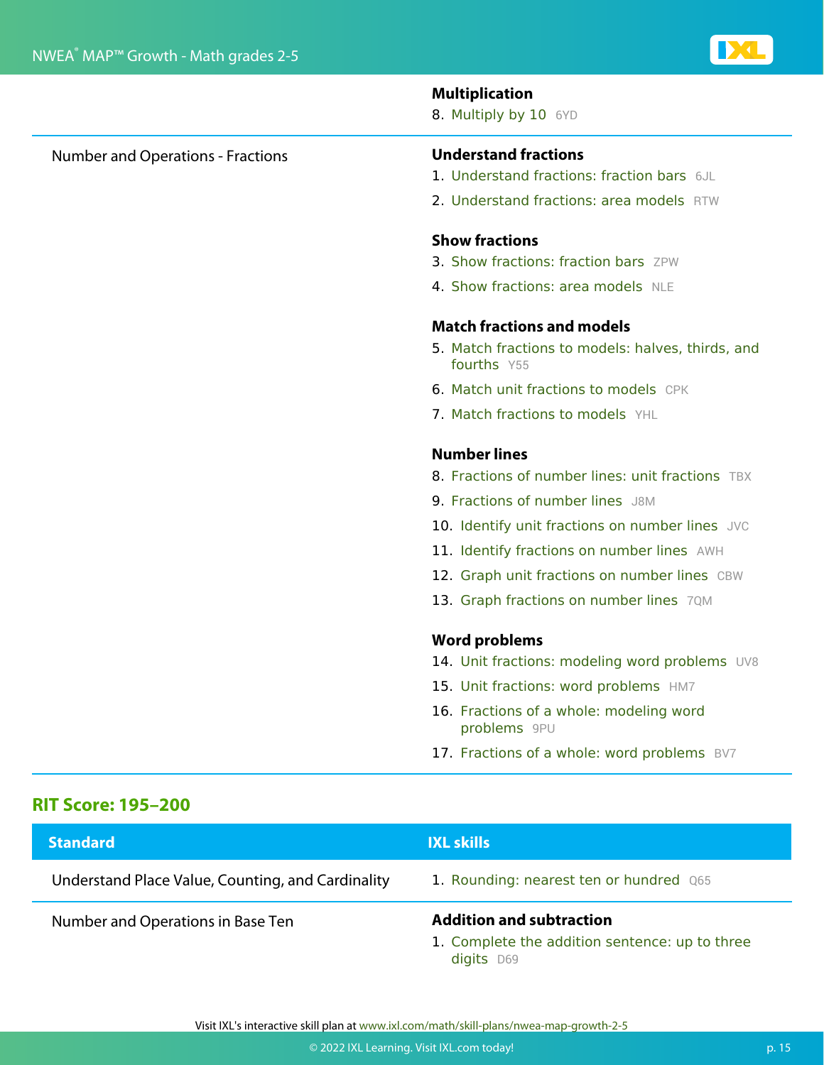| Standard | IXL skills |
|---|---|
| | **Multiplication**<br>8. Multiply by 10 6YD |
| Number and Operations - Fractions | **Understand fractions**<br>1. Understand fractions: fraction bars 6JL<br>2. Understand fractions: area models RTW<br><br>**Show fractions**<br>3. Show fractions: fraction bars ZPW<br>4. Show fractions: area models NLE<br><br>**Match fractions and models**<br>5. Match fractions to models: halves, thirds, and fourths Y55<br>6. Match unit fractions to models CPK<br>7. Match fractions to models YHL<br><br>**Number lines**<br>8. Fractions of number lines: unit fractions TBX<br>9. Fractions of number lines J8M<br>10. Identify unit fractions on number lines JVC<br>11. Identify fractions on number lines AWH<br>12. Graph unit fractions on number lines CBW<br>13. Graph fractions on number lines 7QM<br><br>**Word problems**<br>14. Unit fractions: modeling word problems UV8<br>15. Unit fractions: word problems HM7<br>16. Fractions of a whole: modeling word problems 9PU<br>17. Fractions of a whole: word problems BV7 |

## RIT Score: 195–200

| Standard | IXL skills |
|---|---|
| Understand Place Value, Counting, and Cardinality | 1. Rounding: nearest ten or hundred Q65 |
| Number and Operations in Base Ten | **Addition and subtraction**<br>1. Complete the addition sentence: up to three digits D69 |

Visit IXL's interactive skill plan at www.ixl.com/math/skill-plans/nwea-map-growth-2-5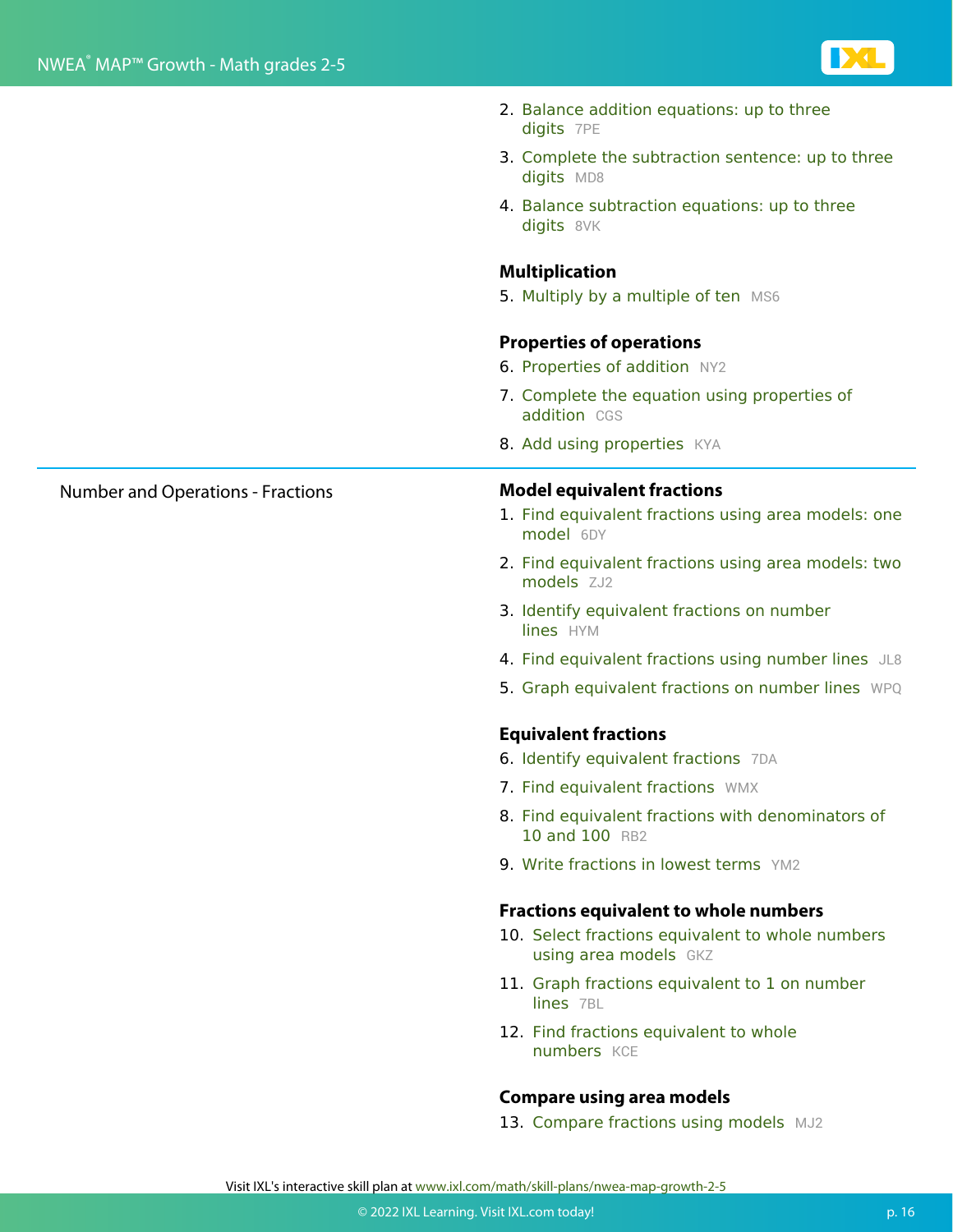2. Balance addition equations: up to three digits 7PE
3. Complete the subtraction sentence: up to three digits MD8
4. Balance subtraction equations: up to three digits 8VK

**Multiplication**

5. Multiply by a multiple of ten MS6

**Properties of operations**

6. Properties of addition NY2
7. Complete the equation using properties of addition CGS
8. Add using properties KYA

---

## Number and Operations - Fractions

**Model equivalent fractions**

1. Find equivalent fractions using area models: one model 6DY
2. Find equivalent fractions using area models: two models ZJ2
3. Identify equivalent fractions on number lines HYM
4. Find equivalent fractions using number lines JL8
5. Graph equivalent fractions on number lines WPQ

**Equivalent fractions**

6. Identify equivalent fractions 7DA
7. Find equivalent fractions WMX
8. Find equivalent fractions with denominators of 10 and 100 RB2
9. Write fractions in lowest terms YM2

**Fractions equivalent to whole numbers**

10. Select fractions equivalent to whole numbers using area models GKZ
11. Graph fractions equivalent to 1 on number lines 7BL
12. Find fractions equivalent to whole numbers KCE

**Compare using area models**

13. Compare fractions using models MJ2

Visit IXL's interactive skill plan at www.ixl.com/math/skill-plans/nwea-map-growth-2-5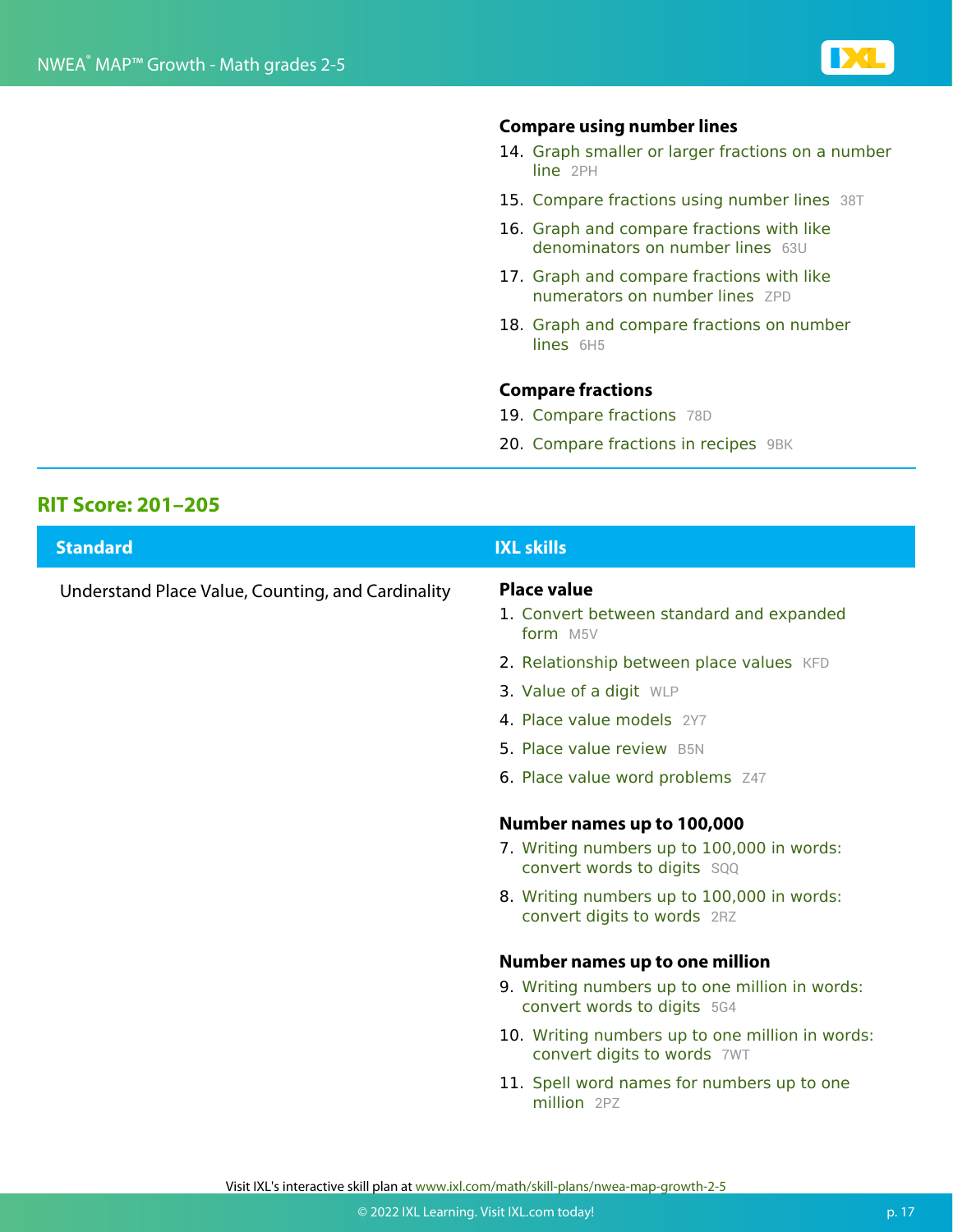**Compare using number lines**

14. Graph smaller or larger fractions on a number line 2PH
15. Compare fractions using number lines 38T
16. Graph and compare fractions with like denominators on number lines 63U
17. Graph and compare fractions with like numerators on number lines ZPD
18. Graph and compare fractions on number lines 6H5

**Compare fractions**

19. Compare fractions 78D
20. Compare fractions in recipes 9BK

## RIT Score: 201–205

| Standard | IXL skills |
| --- | --- |
| Understand Place Value, Counting, and Cardinality | **Place value**<br>1. Convert between standard and expanded form M5V<br>2. Relationship between place values KFD<br>3. Value of a digit WLP<br>4. Place value models 2Y7<br>5. Place value review B5N<br>6. Place value word problems Z47<br><br>**Number names up to 100,000**<br>7. Writing numbers up to 100,000 in words: convert words to digits SQQ<br>8. Writing numbers up to 100,000 in words: convert digits to words 2RZ<br><br>**Number names up to one million**<br>9. Writing numbers up to one million in words: convert words to digits 5G4<br>10. Writing numbers up to one million in words: convert digits to words 7WT<br>11. Spell word names for numbers up to one million 2PZ |

Visit IXL's interactive skill plan at www.ixl.com/math/skill-plans/nwea-map-growth-2-5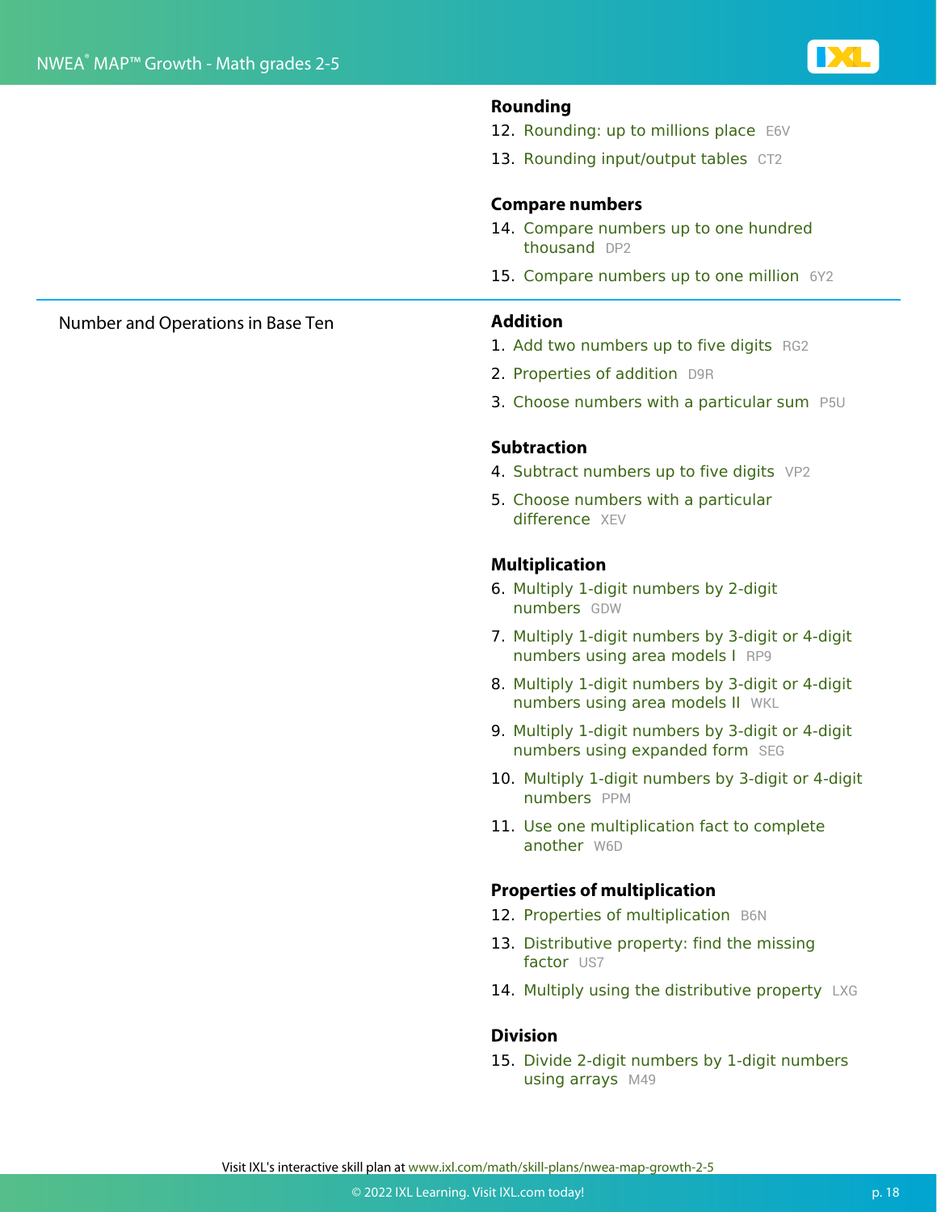#### Rounding

12. Rounding: up to millions place E6V
13. Rounding input/output tables CT2

#### Compare numbers

14. Compare numbers up to one hundred thousand DP2
15. Compare numbers up to one million 6Y2

---

Number and Operations in Base Ten

#### Addition

1. Add two numbers up to five digits RG2
2. Properties of addition D9R
3. Choose numbers with a particular sum P5U

#### Subtraction

4. Subtract numbers up to five digits VP2
5. Choose numbers with a particular difference XEV

#### Multiplication

6. Multiply 1-digit numbers by 2-digit numbers GDW
7. Multiply 1-digit numbers by 3-digit or 4-digit numbers using area models I RP9
8. Multiply 1-digit numbers by 3-digit or 4-digit numbers using area models II WKL
9. Multiply 1-digit numbers by 3-digit or 4-digit numbers using expanded form SEG
10. Multiply 1-digit numbers by 3-digit or 4-digit numbers PPM
11. Use one multiplication fact to complete another W6D

#### Properties of multiplication

12. Properties of multiplication B6N
13. Distributive property: find the missing factor US7
14. Multiply using the distributive property LXG

#### Division

15. Divide 2-digit numbers by 1-digit numbers using arrays M49

Visit IXL's interactive skill plan at www.ixl.com/math/skill-plans/nwea-map-growth-2-5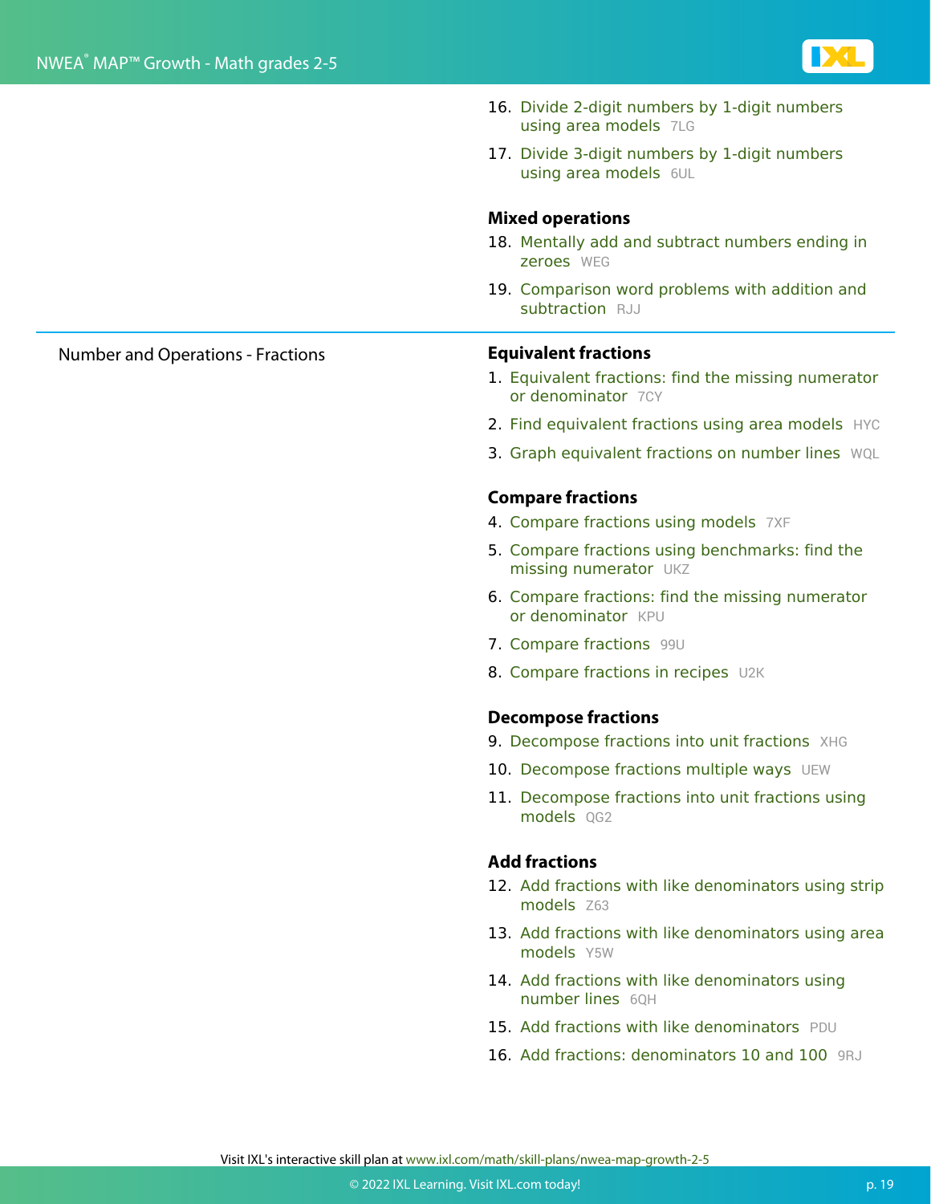16. Divide 2-digit numbers by 1-digit numbers using area models 7LG
17. Divide 3-digit numbers by 1-digit numbers using area models 6UL

**Mixed operations**

18. Mentally add and subtract numbers ending in zeroes WEG
19. Comparison word problems with addition and subtraction RJJ

---

Number and Operations - Fractions

**Equivalent fractions**

1. Equivalent fractions: find the missing numerator or denominator 7CY
2. Find equivalent fractions using area models HYC
3. Graph equivalent fractions on number lines WQL

**Compare fractions**

4. Compare fractions using models 7XF
5. Compare fractions using benchmarks: find the missing numerator UKZ
6. Compare fractions: find the missing numerator or denominator KPU
7. Compare fractions 99U
8. Compare fractions in recipes U2K

**Decompose fractions**

9. Decompose fractions into unit fractions XHG
10. Decompose fractions multiple ways UEW
11. Decompose fractions into unit fractions using models QG2

**Add fractions**

12. Add fractions with like denominators using strip models Z63
13. Add fractions with like denominators using area models Y5W
14. Add fractions with like denominators using number lines 6QH
15. Add fractions with like denominators PDU
16. Add fractions: denominators 10 and 100 9RJ

Visit IXL's interactive skill plan at www.ixl.com/math/skill-plans/nwea-map-growth-2-5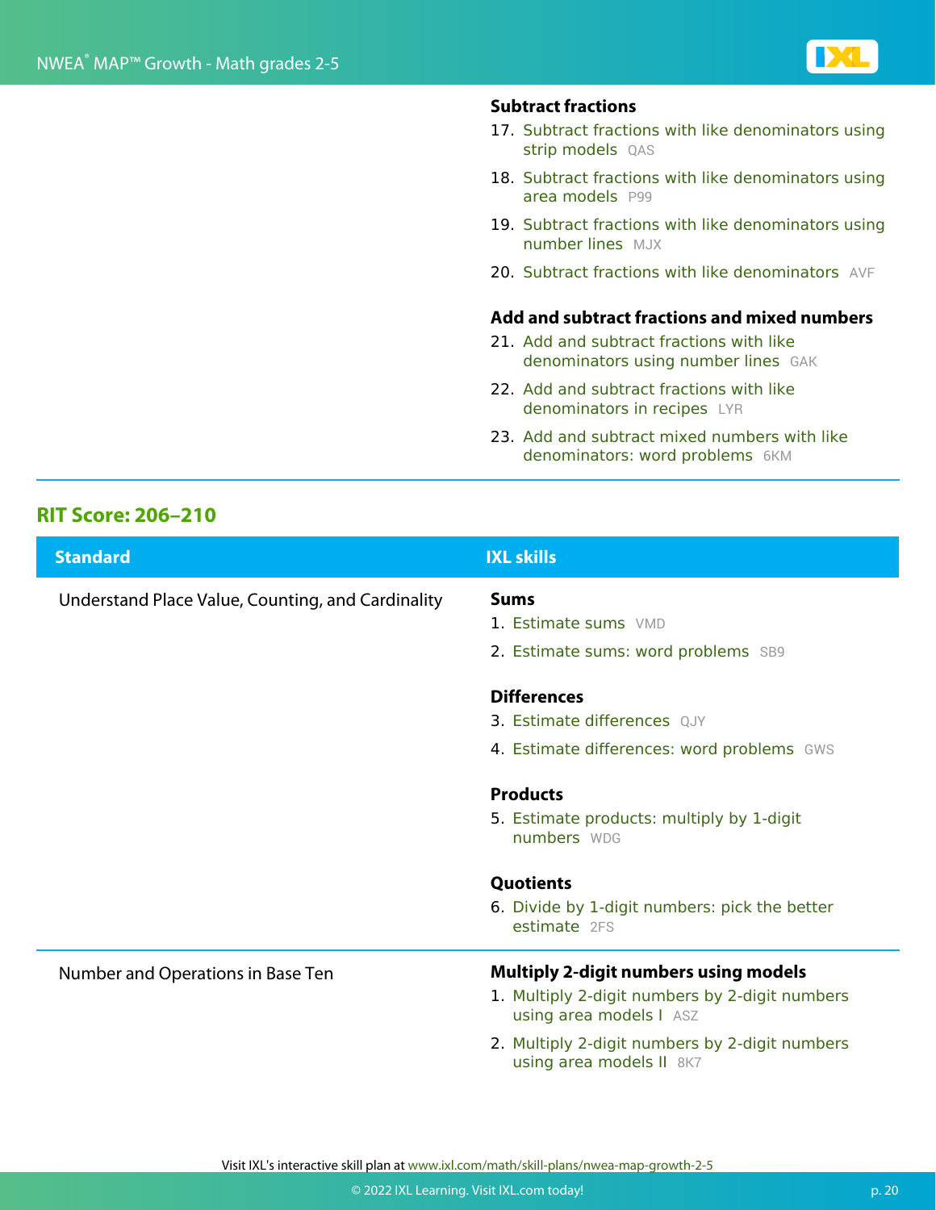**Subtract fractions**

17. Subtract fractions with like denominators using strip models QAS
18. Subtract fractions with like denominators using area models P99
19. Subtract fractions with like denominators using number lines MJX
20. Subtract fractions with like denominators AVF

**Add and subtract fractions and mixed numbers**

21. Add and subtract fractions with like denominators using number lines GAK
22. Add and subtract fractions with like denominators in recipes LYR
23. Add and subtract mixed numbers with like denominators: word problems 6KM

## RIT Score: 206–210

| Standard | IXL skills |
| --- | --- |
| Understand Place Value, Counting, and Cardinality | **Sums**<br>1. Estimate sums VMD<br>2. Estimate sums: word problems SB9<br><br>**Differences**<br>3. Estimate differences QJY<br>4. Estimate differences: word problems GWS<br><br>**Products**<br>5. Estimate products: multiply by 1-digit numbers WDG<br><br>**Quotients**<br>6. Divide by 1-digit numbers: pick the better estimate 2FS |
| Number and Operations in Base Ten | **Multiply 2-digit numbers using models**<br>1. Multiply 2-digit numbers by 2-digit numbers using area models I ASZ<br>2. Multiply 2-digit numbers by 2-digit numbers using area models II 8K7 |

Visit IXL's interactive skill plan at www.ixl.com/math/skill-plans/nwea-map-growth-2-5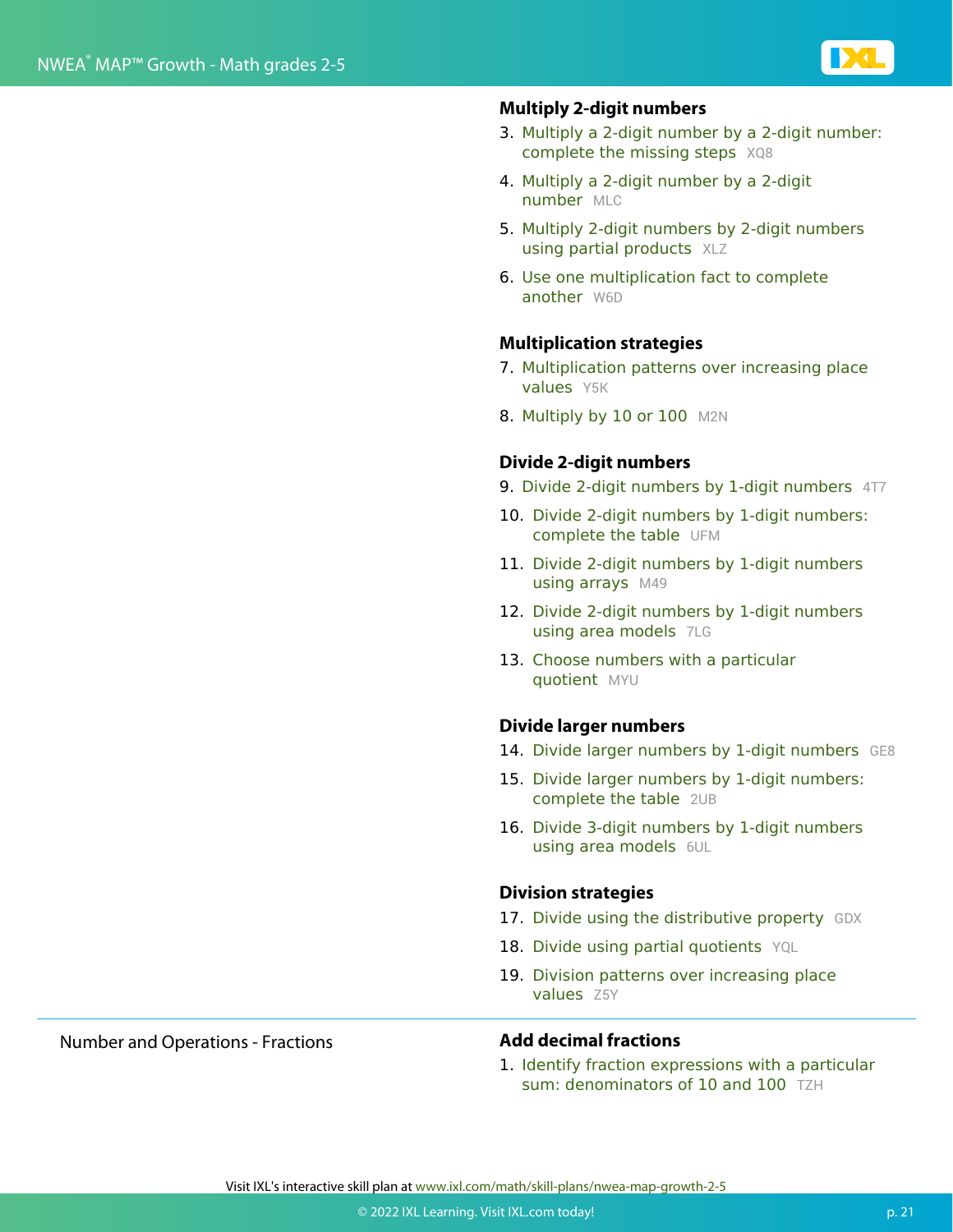### Multiply 2-digit numbers

3. Multiply a 2-digit number by a 2-digit number: complete the missing steps XQ8
4. Multiply a 2-digit number by a 2-digit number MLC
5. Multiply 2-digit numbers by 2-digit numbers using partial products XLZ
6. Use one multiplication fact to complete another W6D

### Multiplication strategies

7. Multiplication patterns over increasing place values Y5K
8. Multiply by 10 or 100 M2N

### Divide 2-digit numbers

9. Divide 2-digit numbers by 1-digit numbers 4T7
10. Divide 2-digit numbers by 1-digit numbers: complete the table UFM
11. Divide 2-digit numbers by 1-digit numbers using arrays M49
12. Divide 2-digit numbers by 1-digit numbers using area models 7LG
13. Choose numbers with a particular quotient MYU

### Divide larger numbers

14. Divide larger numbers by 1-digit numbers GE8
15. Divide larger numbers by 1-digit numbers: complete the table 2UB
16. Divide 3-digit numbers by 1-digit numbers using area models 6UL

### Division strategies

17. Divide using the distributive property GDX
18. Divide using partial quotients YQL
19. Division patterns over increasing place values Z5Y

---

## Number and Operations - Fractions

### Add decimal fractions

1. Identify fraction expressions with a particular sum: denominators of 10 and 100 TZH

Visit IXL's interactive skill plan at www.ixl.com/math/skill-plans/nwea-map-growth-2-5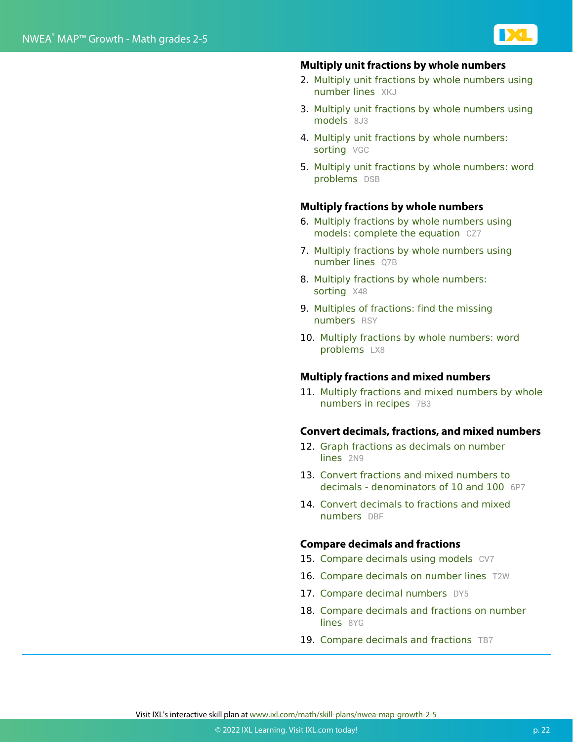### Multiply unit fractions by whole numbers

2. Multiply unit fractions by whole numbers using number lines XKJ
3. Multiply unit fractions by whole numbers using models 8J3
4. Multiply unit fractions by whole numbers: sorting VGC
5. Multiply unit fractions by whole numbers: word problems DSB

### Multiply fractions by whole numbers

6. Multiply fractions by whole numbers using models: complete the equation CZ7
7. Multiply fractions by whole numbers using number lines Q7B
8. Multiply fractions by whole numbers: sorting X48
9. Multiples of fractions: find the missing numbers RSY
10. Multiply fractions by whole numbers: word problems LX8

### Multiply fractions and mixed numbers

11. Multiply fractions and mixed numbers by whole numbers in recipes 7B3

### Convert decimals, fractions, and mixed numbers

12. Graph fractions as decimals on number lines 2N9
13. Convert fractions and mixed numbers to decimals - denominators of 10 and 100 6P7
14. Convert decimals to fractions and mixed numbers DBF

### Compare decimals and fractions

15. Compare decimals using models CV7
16. Compare decimals on number lines T2W
17. Compare decimal numbers DY5
18. Compare decimals and fractions on number lines 8YG
19. Compare decimals and fractions TB7

Visit IXL's interactive skill plan at www.ixl.com/math/skill-plans/nwea-map-growth-2-5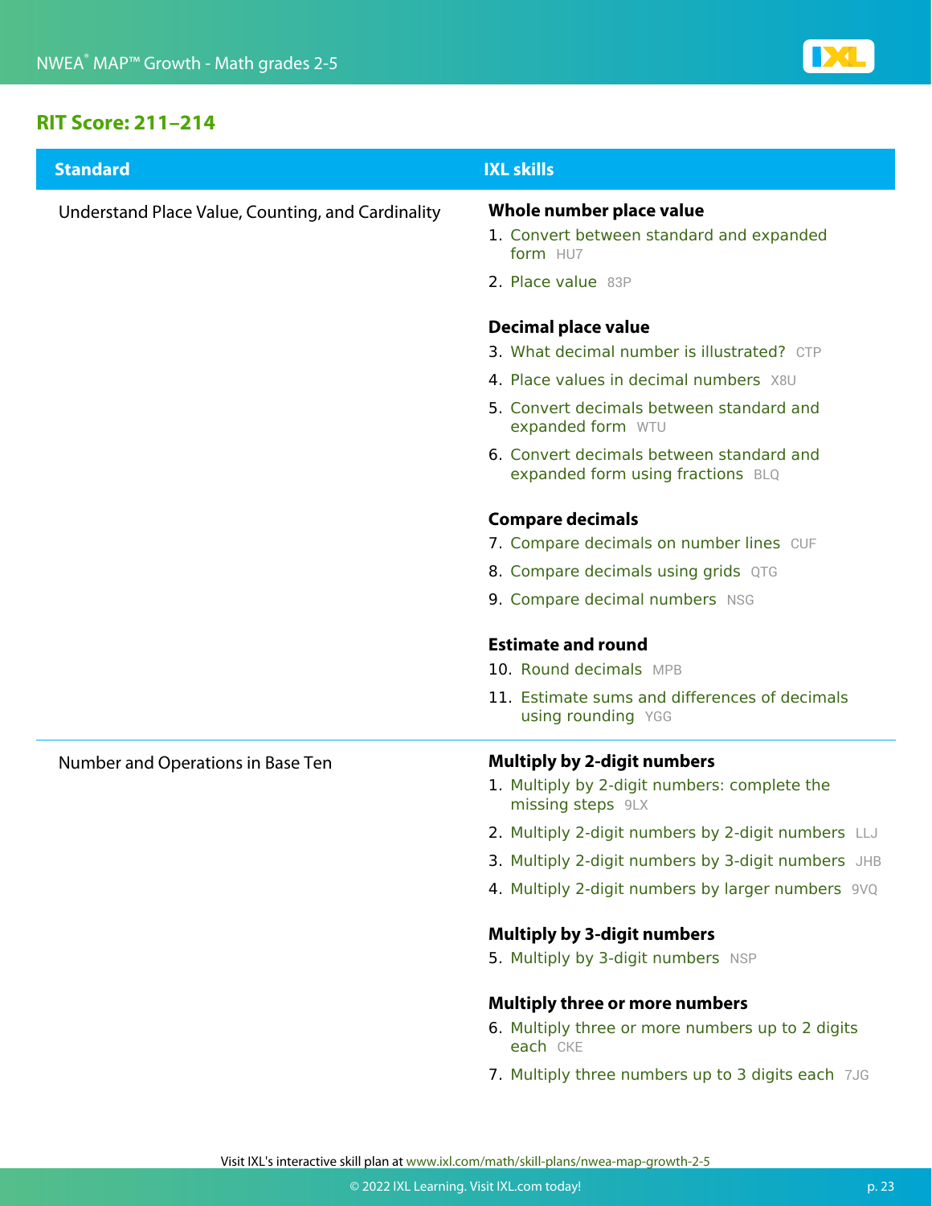## RIT Score: 211–214

| Standard | IXL skills |
| --- | --- |
| Understand Place Value, Counting, and Cardinality | **Whole number place value**<br>1. Convert between standard and expanded form HU7<br>2. Place value 83P<br><br>**Decimal place value**<br>3. What decimal number is illustrated? CTP<br>4. Place values in decimal numbers X8U<br>5. Convert decimals between standard and expanded form WTU<br>6. Convert decimals between standard and expanded form using fractions BLQ<br><br>**Compare decimals**<br>7. Compare decimals on number lines CUF<br>8. Compare decimals using grids QTG<br>9. Compare decimal numbers NSG<br><br>**Estimate and round**<br>10. Round decimals MPB<br>11. Estimate sums and differences of decimals using rounding YGG |
| Number and Operations in Base Ten | **Multiply by 2-digit numbers**<br>1. Multiply by 2-digit numbers: complete the missing steps 9LX<br>2. Multiply 2-digit numbers by 2-digit numbers LLJ<br>3. Multiply 2-digit numbers by 3-digit numbers JHB<br>4. Multiply 2-digit numbers by larger numbers 9VQ<br><br>**Multiply by 3-digit numbers**<br>5. Multiply by 3-digit numbers NSP<br><br>**Multiply three or more numbers**<br>6. Multiply three or more numbers up to 2 digits each CKE<br>7. Multiply three numbers up to 3 digits each 7JG |

Visit IXL's interactive skill plan at www.ixl.com/math/skill-plans/nwea-map-growth-2-5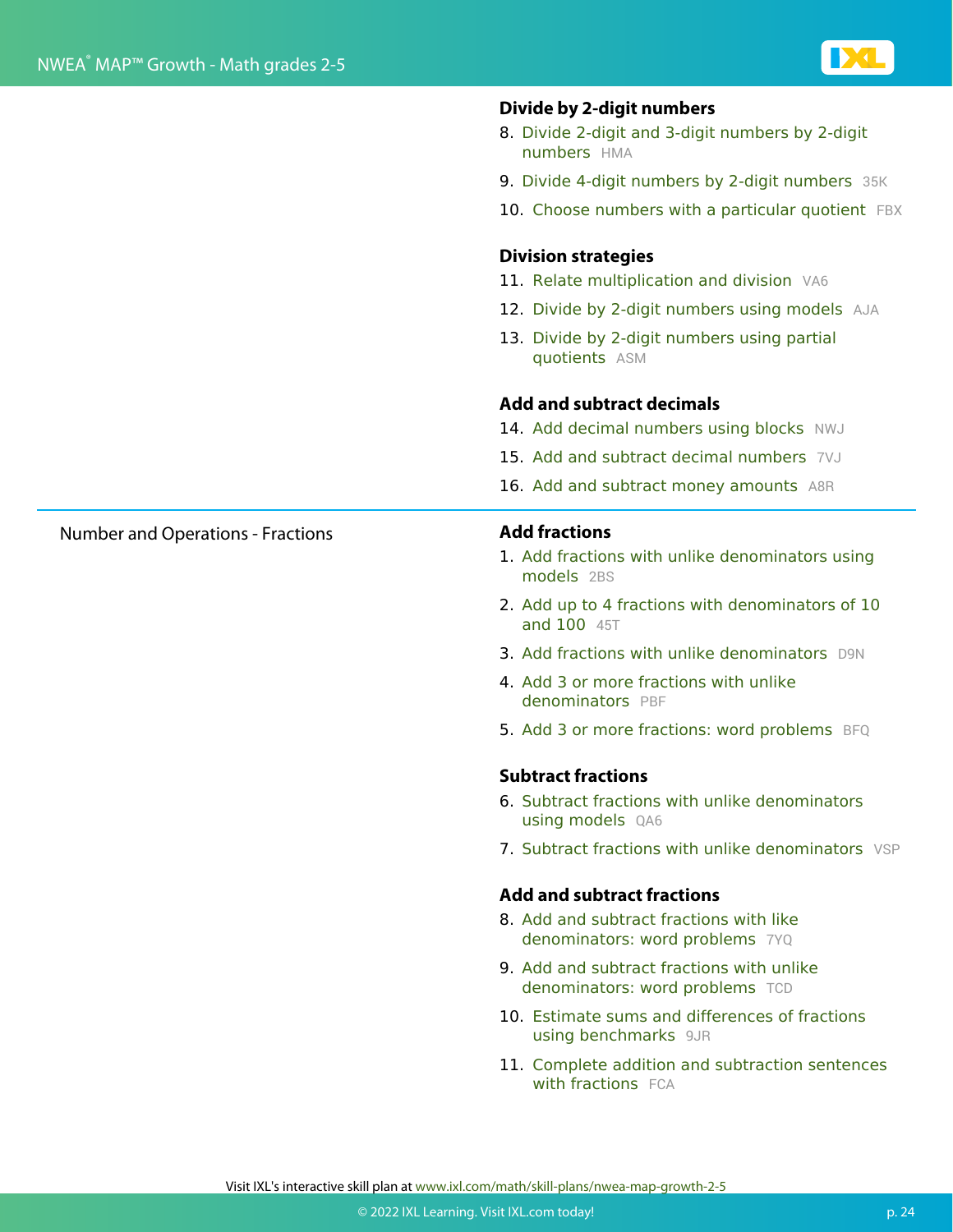### Divide by 2-digit numbers

8. Divide 2-digit and 3-digit numbers by 2-digit numbers HMA
9. Divide 4-digit numbers by 2-digit numbers 35K
10. Choose numbers with a particular quotient FBX

### Division strategies

11. Relate multiplication and division VA6
12. Divide by 2-digit numbers using models AJA
13. Divide by 2-digit numbers using partial quotients ASM

### Add and subtract decimals

14. Add decimal numbers using blocks NWJ
15. Add and subtract decimal numbers 7VJ
16. Add and subtract money amounts A8R

---

## Number and Operations - Fractions

### Add fractions

1. Add fractions with unlike denominators using models 2BS
2. Add up to 4 fractions with denominators of 10 and 100 45T
3. Add fractions with unlike denominators D9N
4. Add 3 or more fractions with unlike denominators PBF
5. Add 3 or more fractions: word problems BFQ

### Subtract fractions

6. Subtract fractions with unlike denominators using models QA6
7. Subtract fractions with unlike denominators VSP

### Add and subtract fractions

8. Add and subtract fractions with like denominators: word problems 7YQ
9. Add and subtract fractions with unlike denominators: word problems TCD
10. Estimate sums and differences of fractions using benchmarks 9JR
11. Complete addition and subtraction sentences with fractions FCA

Visit IXL's interactive skill plan at www.ixl.com/math/skill-plans/nwea-map-growth-2-5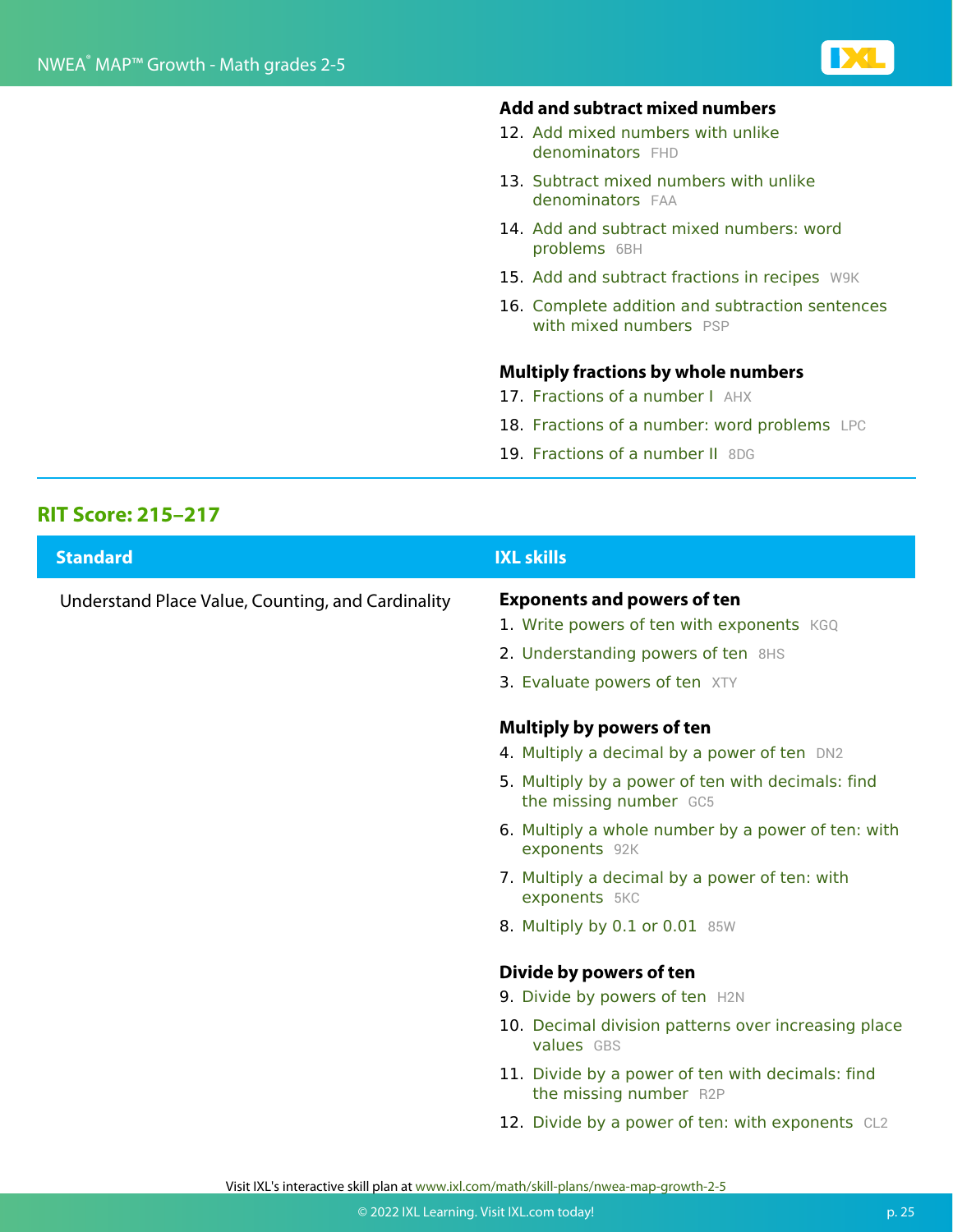**Add and subtract mixed numbers**

12. Add mixed numbers with unlike denominators FHD
13. Subtract mixed numbers with unlike denominators FAA
14. Add and subtract mixed numbers: word problems 6BH
15. Add and subtract fractions in recipes W9K
16. Complete addition and subtraction sentences with mixed numbers PSP

**Multiply fractions by whole numbers**

17. Fractions of a number I AHX
18. Fractions of a number: word problems LPC
19. Fractions of a number II 8DG

## RIT Score: 215–217

| Standard | IXL skills |
| --- | --- |
| Understand Place Value, Counting, and Cardinality | **Exponents and powers of ten**<br>1. Write powers of ten with exponents KGQ<br>2. Understanding powers of ten 8HS<br>3. Evaluate powers of ten XTY<br><br>**Multiply by powers of ten**<br>4. Multiply a decimal by a power of ten DN2<br>5. Multiply by a power of ten with decimals: find the missing number GC5<br>6. Multiply a whole number by a power of ten: with exponents 92K<br>7. Multiply a decimal by a power of ten: with exponents 5KC<br>8. Multiply by 0.1 or 0.01 85W<br><br>**Divide by powers of ten**<br>9. Divide by powers of ten H2N<br>10. Decimal division patterns over increasing place values GBS<br>11. Divide by a power of ten with decimals: find the missing number R2P<br>12. Divide by a power of ten: with exponents CL2 |

Visit IXL's interactive skill plan at www.ixl.com/math/skill-plans/nwea-map-growth-2-5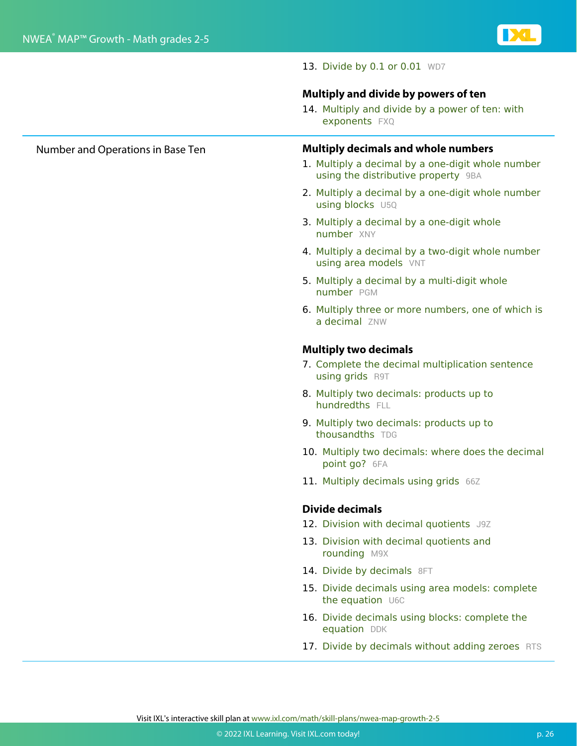13. Divide by 0.1 or 0.01 WD7

**Multiply and divide by powers of ten**

14. Multiply and divide by a power of ten: with exponents FXQ

---

Number and Operations in Base Ten

**Multiply decimals and whole numbers**

1. Multiply a decimal by a one-digit whole number using the distributive property 9BA
2. Multiply a decimal by a one-digit whole number using blocks U5Q
3. Multiply a decimal by a one-digit whole number XNY
4. Multiply a decimal by a two-digit whole number using area models VNT
5. Multiply a decimal by a multi-digit whole number PGM
6. Multiply three or more numbers, one of which is a decimal ZNW

**Multiply two decimals**

7. Complete the decimal multiplication sentence using grids R9T
8. Multiply two decimals: products up to hundredths FLL
9. Multiply two decimals: products up to thousandths TDG
10. Multiply two decimals: where does the decimal point go? 6FA
11. Multiply decimals using grids 66Z

**Divide decimals**

12. Division with decimal quotients J9Z
13. Division with decimal quotients and rounding M9X
14. Divide by decimals 8FT
15. Divide decimals using area models: complete the equation U6C
16. Divide decimals using blocks: complete the equation DDK
17. Divide by decimals without adding zeroes RTS

Visit IXL's interactive skill plan at www.ixl.com/math/skill-plans/nwea-map-growth-2-5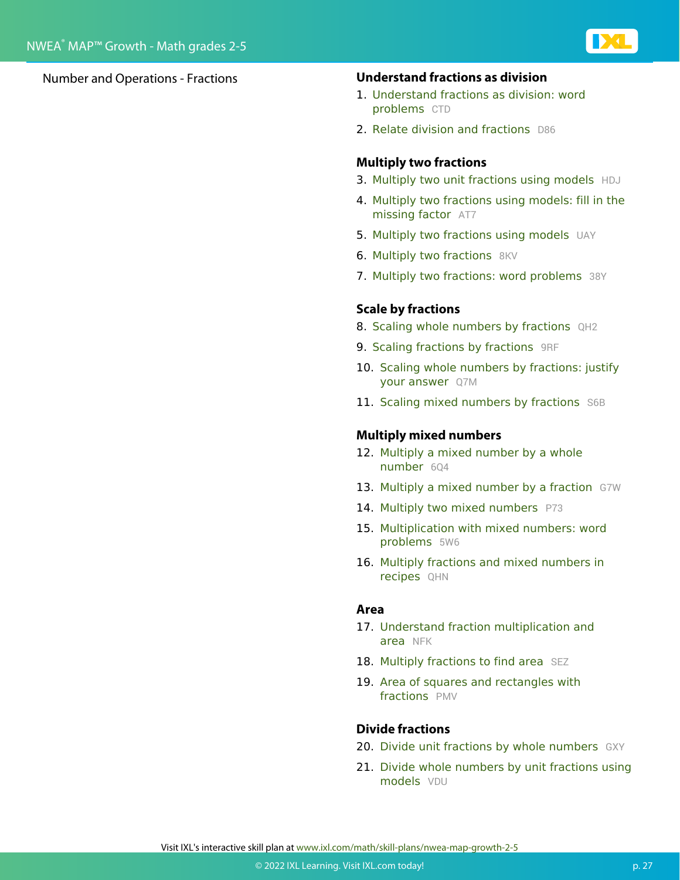Number and Operations - Fractions

### Understand fractions as division

1. Understand fractions as division: word problems CTD
2. Relate division and fractions D86

### Multiply two fractions

3. Multiply two unit fractions using models HDJ
4. Multiply two fractions using models: fill in the missing factor AT7
5. Multiply two fractions using models UAY
6. Multiply two fractions 8KV
7. Multiply two fractions: word problems 38Y

### Scale by fractions

8. Scaling whole numbers by fractions QH2
9. Scaling fractions by fractions 9RF
10. Scaling whole numbers by fractions: justify your answer Q7M
11. Scaling mixed numbers by fractions S6B

### Multiply mixed numbers

12. Multiply a mixed number by a whole number 6Q4
13. Multiply a mixed number by a fraction G7W
14. Multiply two mixed numbers P73
15. Multiplication with mixed numbers: word problems 5W6
16. Multiply fractions and mixed numbers in recipes QHN

### Area

17. Understand fraction multiplication and area NFK
18. Multiply fractions to find area SEZ
19. Area of squares and rectangles with fractions PMV

### Divide fractions

20. Divide unit fractions by whole numbers GXY
21. Divide whole numbers by unit fractions using models VDU

Visit IXL's interactive skill plan at www.ixl.com/math/skill-plans/nwea-map-growth-2-5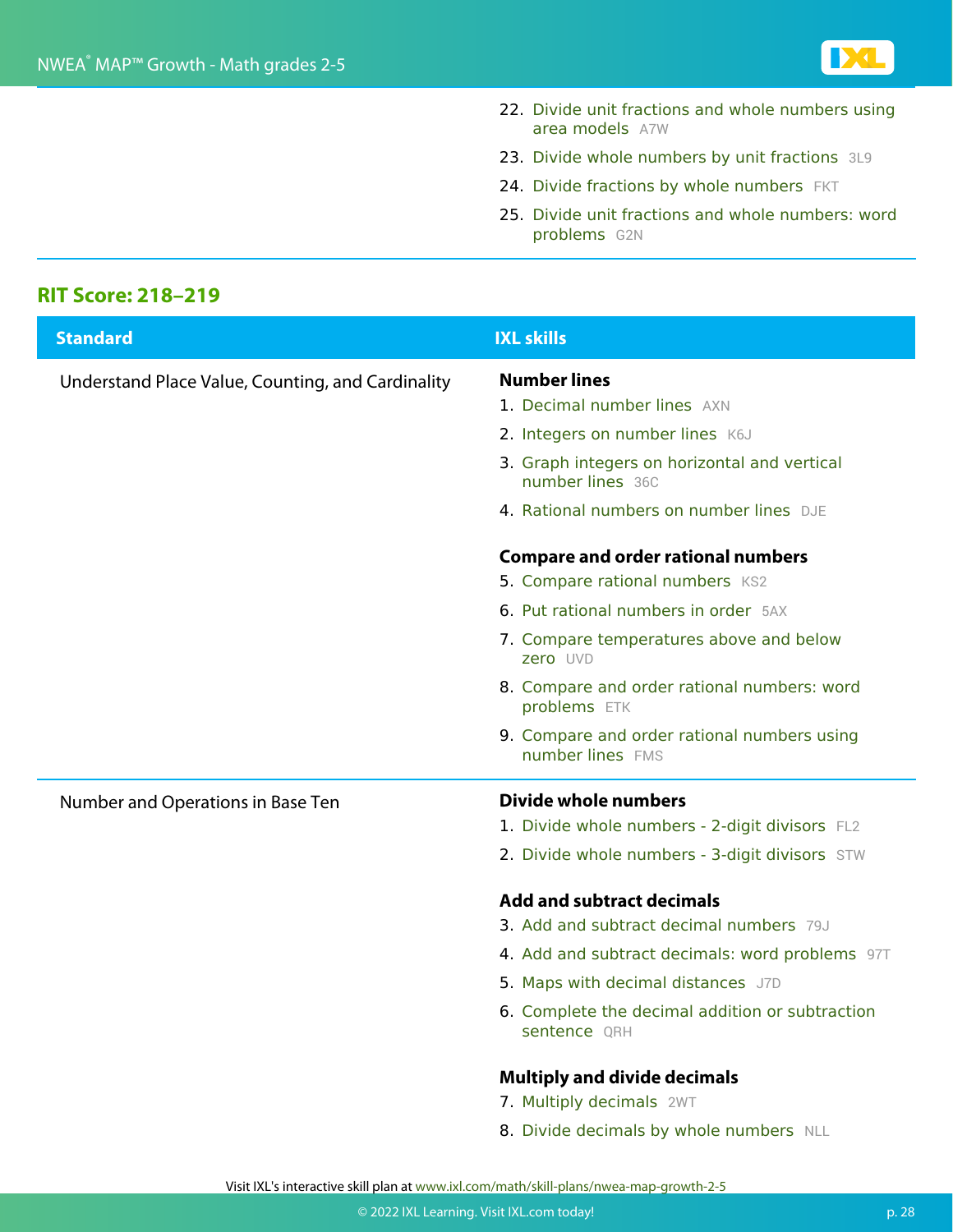22. Divide unit fractions and whole numbers using area models A7W
23. Divide whole numbers by unit fractions 3L9
24. Divide fractions by whole numbers FKT
25. Divide unit fractions and whole numbers: word problems G2N

## RIT Score: 218–219

| Standard | IXL skills |
|---|---|
| Understand Place Value, Counting, and Cardinality | **Number lines**<br>1. Decimal number lines AXN<br>2. Integers on number lines K6J<br>3. Graph integers on horizontal and vertical number lines 36C<br>4. Rational numbers on number lines DJE<br><br>**Compare and order rational numbers**<br>5. Compare rational numbers KS2<br>6. Put rational numbers in order 5AX<br>7. Compare temperatures above and below zero UVD<br>8. Compare and order rational numbers: word problems ETK<br>9. Compare and order rational numbers using number lines FMS |
| Number and Operations in Base Ten | **Divide whole numbers**<br>1. Divide whole numbers - 2-digit divisors FL2<br>2. Divide whole numbers - 3-digit divisors STW<br><br>**Add and subtract decimals**<br>3. Add and subtract decimal numbers 79J<br>4. Add and subtract decimals: word problems 97T<br>5. Maps with decimal distances J7D<br>6. Complete the decimal addition or subtraction sentence QRH<br><br>**Multiply and divide decimals**<br>7. Multiply decimals 2WT<br>8. Divide decimals by whole numbers NLL |

Visit IXL's interactive skill plan at www.ixl.com/math/skill-plans/nwea-map-growth-2-5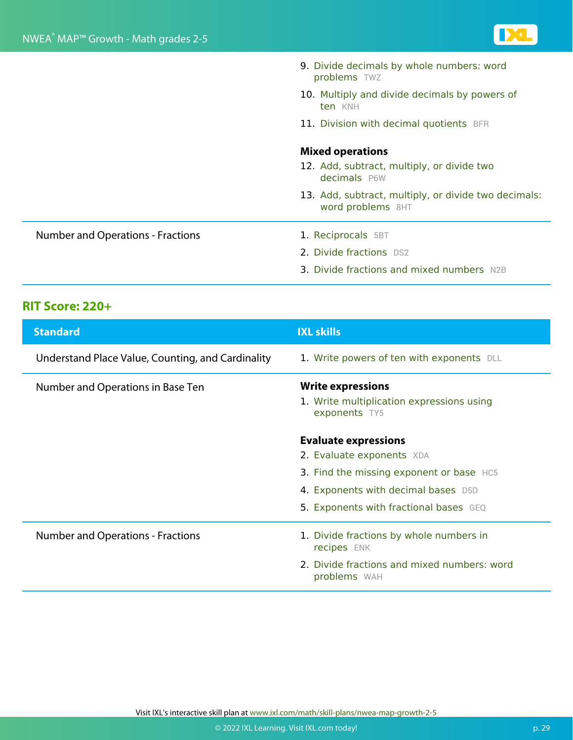|  |  |
|---|---|
|  | 9. Divide decimals by whole numbers: word problems TWZ<br>10. Multiply and divide decimals by powers of ten KNH<br>11. Division with decimal quotients BFR<br><br>**Mixed operations**<br>12. Add, subtract, multiply, or divide two decimals P6W<br>13. Add, subtract, multiply, or divide two decimals: word problems 8HT |
| Number and Operations - Fractions | 1. Reciprocals 5BT<br>2. Divide fractions DS2<br>3. Divide fractions and mixed numbers N2B |

## RIT Score: 220+

| Standard | IXL skills |
|---|---|
| Understand Place Value, Counting, and Cardinality | 1. Write powers of ten with exponents DLL |
| Number and Operations in Base Ten | **Write expressions**<br>1. Write multiplication expressions using exponents TY5<br><br>**Evaluate expressions**<br>2. Evaluate exponents XDA<br>3. Find the missing exponent or base HC5<br>4. Exponents with decimal bases D5D<br>5. Exponents with fractional bases GEQ |
| Number and Operations - Fractions | 1. Divide fractions by whole numbers in recipes ENK<br>2. Divide fractions and mixed numbers: word problems WAH |

Visit IXL's interactive skill plan at www.ixl.com/math/skill-plans/nwea-map-growth-2-5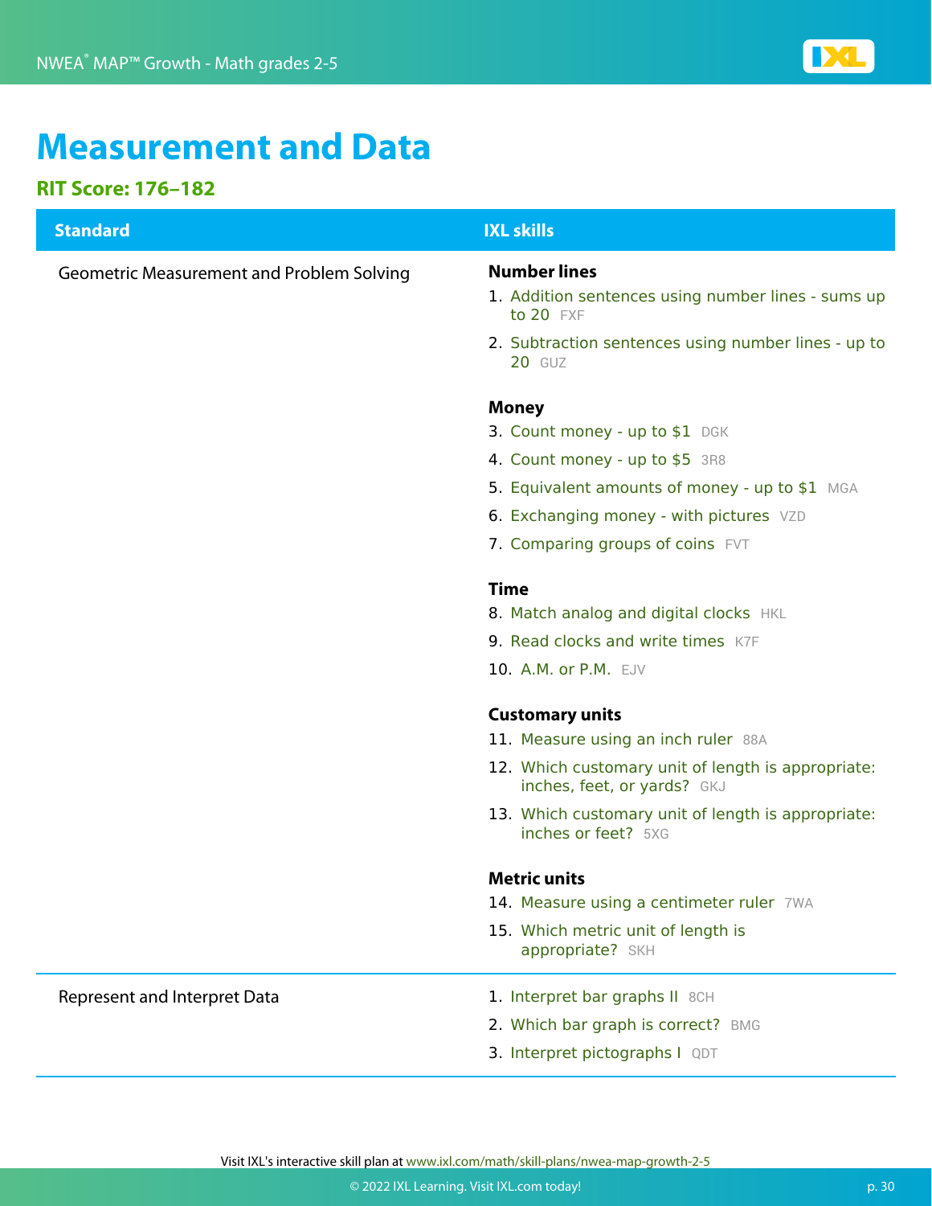# Measurement and Data

## RIT Score: 176–182

| Standard | IXL skills |
| --- | --- |
| Geometric Measurement and Problem Solving | **Number lines**<br>1. Addition sentences using number lines - sums up to 20 FXF<br>2. Subtraction sentences using number lines - up to 20 GUZ<br><br>**Money**<br>3. Count money - up to $1 DGK<br>4. Count money - up to $5 3R8<br>5. Equivalent amounts of money - up to $1 MGA<br>6. Exchanging money - with pictures VZD<br>7. Comparing groups of coins FVT<br><br>**Time**<br>8. Match analog and digital clocks HKL<br>9. Read clocks and write times K7F<br>10. A.M. or P.M. EJV<br><br>**Customary units**<br>11. Measure using an inch ruler 88A<br>12. Which customary unit of length is appropriate: inches, feet, or yards? GKJ<br>13. Which customary unit of length is appropriate: inches or feet? 5XG<br><br>**Metric units**<br>14. Measure using a centimeter ruler 7WA<br>15. Which metric unit of length is appropriate? SKH |
| Represent and Interpret Data | 1. Interpret bar graphs II 8CH<br>2. Which bar graph is correct? BMG<br>3. Interpret pictographs I QDT |

Visit IXL's interactive skill plan at www.ixl.com/math/skill-plans/nwea-map-growth-2-5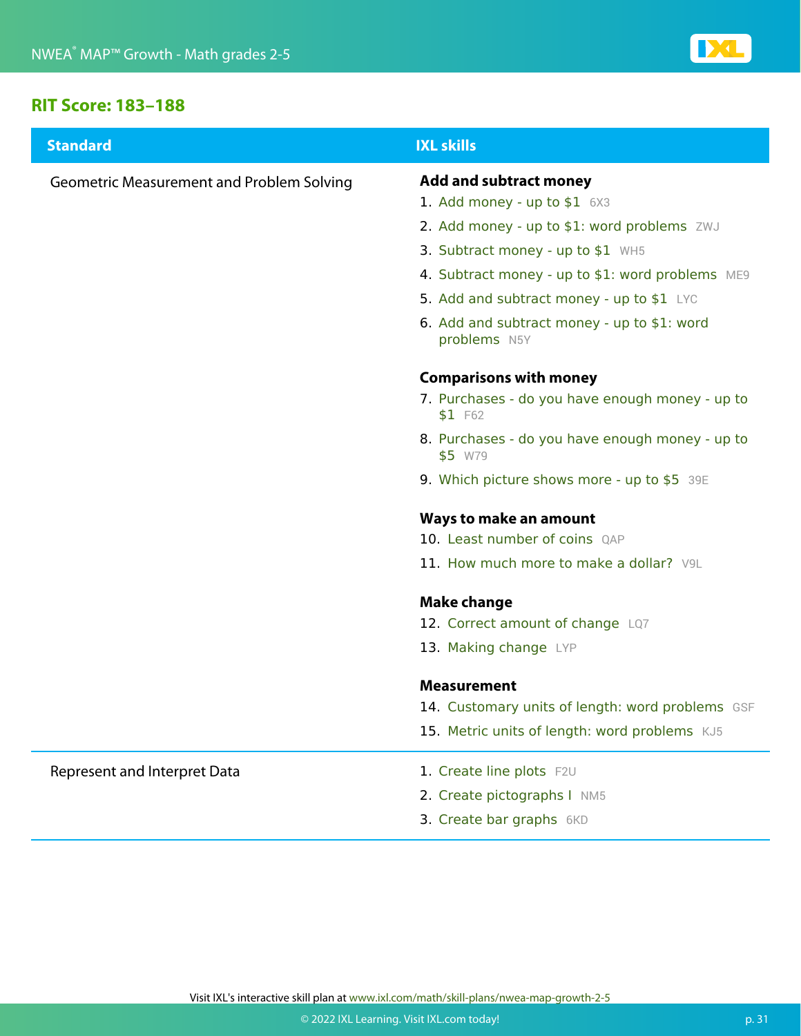## RIT Score: 183–188

| Standard | IXL skills |
|---|---|
| Geometric Measurement and Problem Solving | **Add and subtract money**<br>1. Add money - up to $1 6X3<br>2. Add money - up to $1: word problems ZWJ<br>3. Subtract money - up to $1 WH5<br>4. Subtract money - up to $1: word problems ME9<br>5. Add and subtract money - up to $1 LYC<br>6. Add and subtract money - up to $1: word problems N5Y<br><br>**Comparisons with money**<br>7. Purchases - do you have enough money - up to $1 F62<br>8. Purchases - do you have enough money - up to $5 W79<br>9. Which picture shows more - up to $5 39E<br><br>**Ways to make an amount**<br>10. Least number of coins QAP<br>11. How much more to make a dollar? V9L<br><br>**Make change**<br>12. Correct amount of change LQ7<br>13. Making change LYP<br><br>**Measurement**<br>14. Customary units of length: word problems GSF<br>15. Metric units of length: word problems KJ5 |
| Represent and Interpret Data | 1. Create line plots F2U<br>2. Create pictographs I NM5<br>3. Create bar graphs 6KD |

Visit IXL's interactive skill plan at www.ixl.com/math/skill-plans/nwea-map-growth-2-5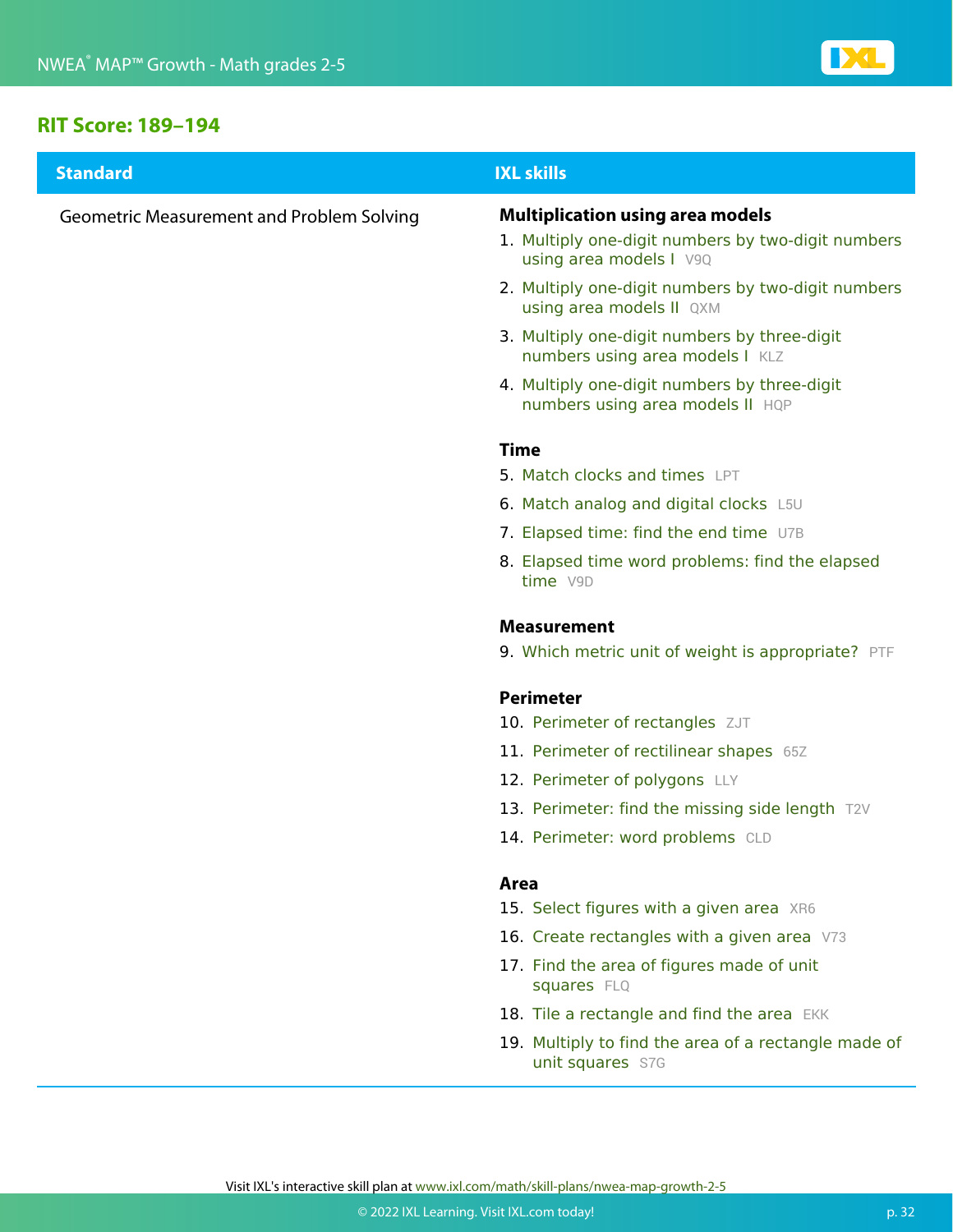## RIT Score: 189–194

| Standard | IXL skills |
| --- | --- |
| Geometric Measurement and Problem Solving | **Multiplication using area models**<br>1. Multiply one-digit numbers by two-digit numbers using area models I V9Q<br>2. Multiply one-digit numbers by two-digit numbers using area models II QXM<br>3. Multiply one-digit numbers by three-digit numbers using area models I KLZ<br>4. Multiply one-digit numbers by three-digit numbers using area models II HQP<br><br>**Time**<br>5. Match clocks and times LPT<br>6. Match analog and digital clocks L5U<br>7. Elapsed time: find the end time U7B<br>8. Elapsed time word problems: find the elapsed time V9D<br><br>**Measurement**<br>9. Which metric unit of weight is appropriate? PTF<br><br>**Perimeter**<br>10. Perimeter of rectangles ZJT<br>11. Perimeter of rectilinear shapes 65Z<br>12. Perimeter of polygons LLY<br>13. Perimeter: find the missing side length T2V<br>14. Perimeter: word problems CLD<br><br>**Area**<br>15. Select figures with a given area XR6<br>16. Create rectangles with a given area V73<br>17. Find the area of figures made of unit squares FLQ<br>18. Tile a rectangle and find the area EKK<br>19. Multiply to find the area of a rectangle made of unit squares S7G |

Visit IXL's interactive skill plan at www.ixl.com/math/skill-plans/nwea-map-growth-2-5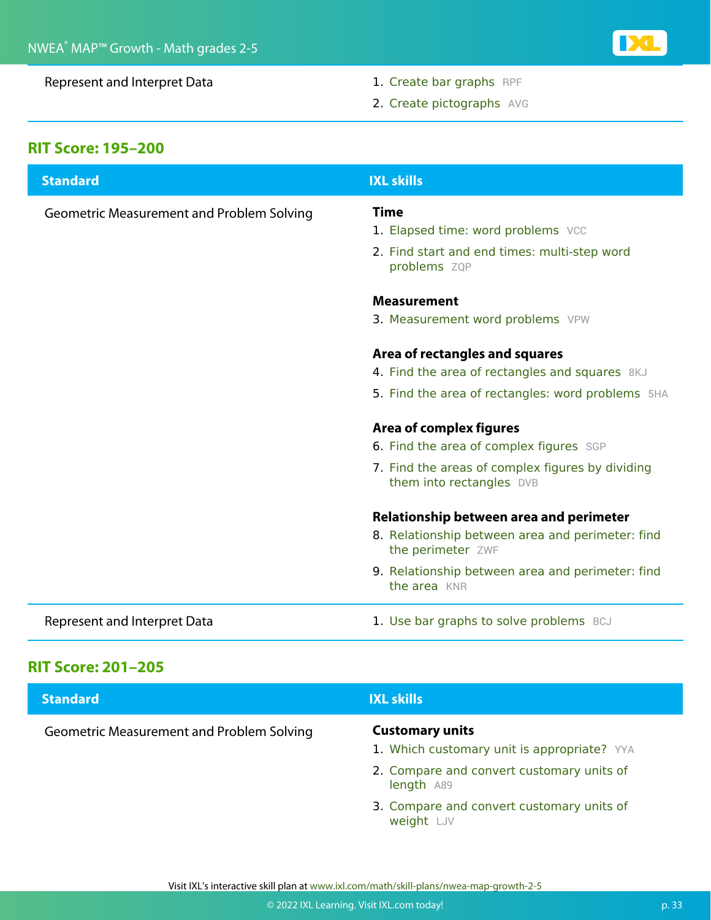| Standard | IXL skills |
|---|---|
| Represent and Interpret Data | 1. Create bar graphs RPF<br>2. Create pictographs AVG |

## RIT Score: 195–200

| Standard | IXL skills |
|---|---|
| Geometric Measurement and Problem Solving | **Time**<br>1. Elapsed time: word problems VCC<br>2. Find start and end times: multi-step word problems ZQP<br><br>**Measurement**<br>3. Measurement word problems VPW<br><br>**Area of rectangles and squares**<br>4. Find the area of rectangles and squares 8KJ<br>5. Find the area of rectangles: word problems 5HA<br><br>**Area of complex figures**<br>6. Find the area of complex figures SGP<br>7. Find the areas of complex figures by dividing them into rectangles DVB<br><br>**Relationship between area and perimeter**<br>8. Relationship between area and perimeter: find the perimeter ZWF<br>9. Relationship between area and perimeter: find the area KNR |
| Represent and Interpret Data | 1. Use bar graphs to solve problems BCJ |

## RIT Score: 201–205

| Standard | IXL skills |
|---|---|
| Geometric Measurement and Problem Solving | **Customary units**<br>1. Which customary unit is appropriate? YYA<br>2. Compare and convert customary units of length A89<br>3. Compare and convert customary units of weight LJV |

Visit IXL's interactive skill plan at www.ixl.com/math/skill-plans/nwea-map-growth-2-5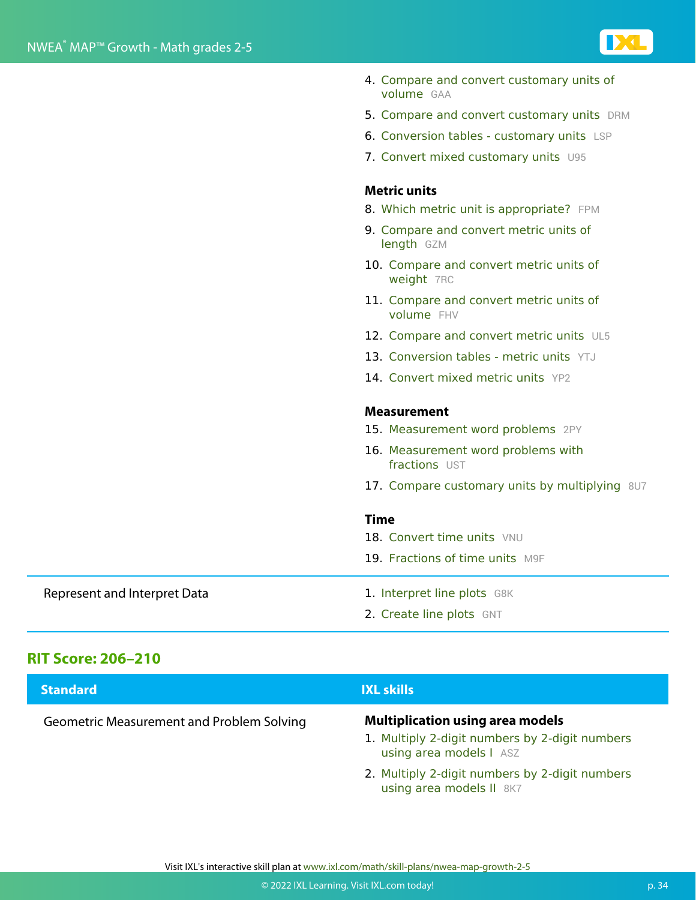| Standard | IXL skills |
| --- | --- |
| | 4. Compare and convert customary units of volume GAA<br>5. Compare and convert customary units DRM<br>6. Conversion tables - customary units LSP<br>7. Convert mixed customary units U95<br><br>**Metric units**<br>8. Which metric unit is appropriate? FPM<br>9. Compare and convert metric units of length GZM<br>10. Compare and convert metric units of weight 7RC<br>11. Compare and convert metric units of volume FHV<br>12. Compare and convert metric units UL5<br>13. Conversion tables - metric units YTJ<br>14. Convert mixed metric units YP2<br><br>**Measurement**<br>15. Measurement word problems 2PY<br>16. Measurement word problems with fractions UST<br>17. Compare customary units by multiplying 8U7<br><br>**Time**<br>18. Convert time units VNU<br>19. Fractions of time units M9F |
| Represent and Interpret Data | 1. Interpret line plots G8K<br>2. Create line plots GNT |

## RIT Score: 206–210

| Standard | IXL skills |
| --- | --- |
| Geometric Measurement and Problem Solving | **Multiplication using area models**<br>1. Multiply 2-digit numbers by 2-digit numbers using area models I ASZ<br>2. Multiply 2-digit numbers by 2-digit numbers using area models II 8K7 |

Visit IXL's interactive skill plan at www.ixl.com/math/skill-plans/nwea-map-growth-2-5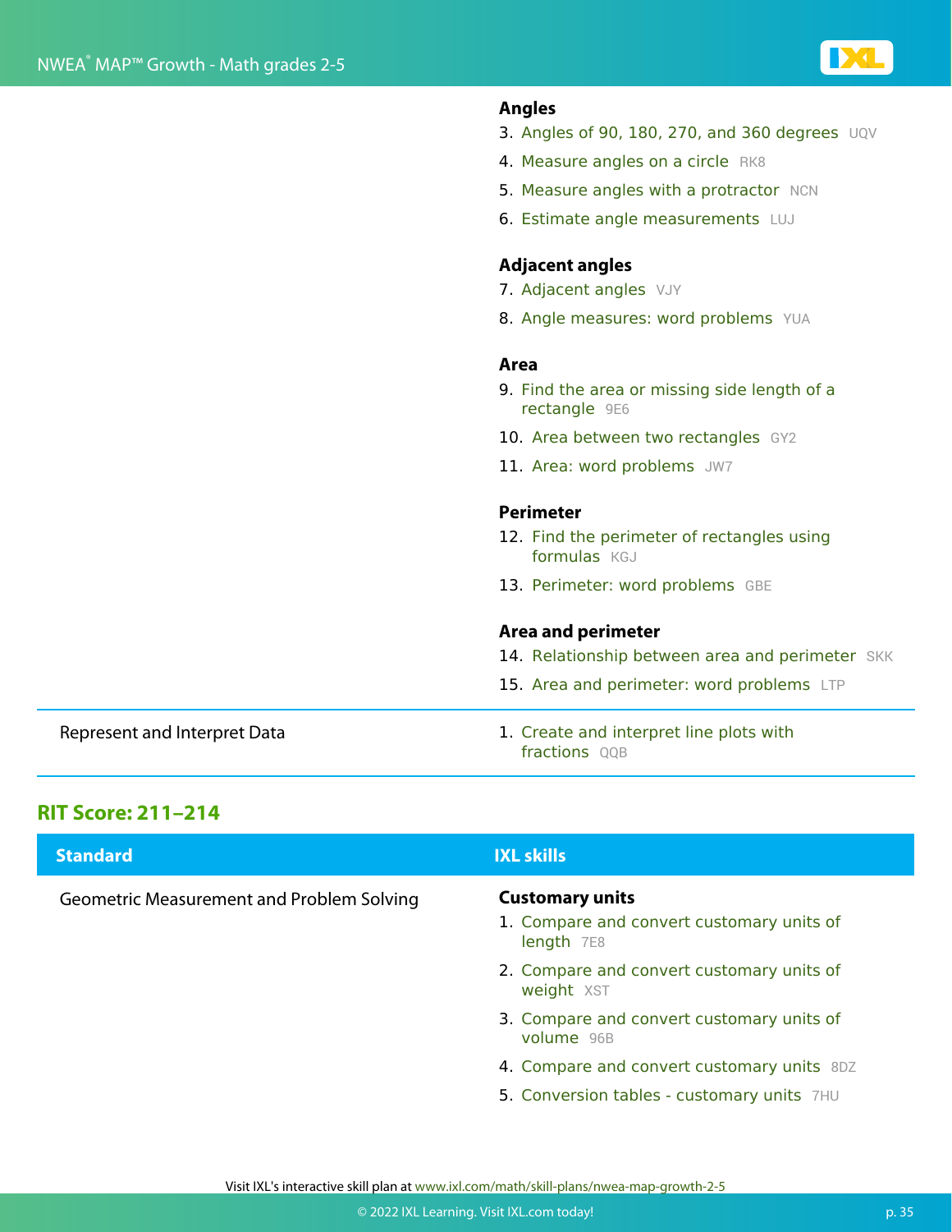| Standard | IXL skills |
| --- | --- |
| | **Angles**<br>3. Angles of 90, 180, 270, and 360 degrees UQV<br>4. Measure angles on a circle RK8<br>5. Measure angles with a protractor NCN<br>6. Estimate angle measurements LUJ<br><br>**Adjacent angles**<br>7. Adjacent angles VJY<br>8. Angle measures: word problems YUA<br><br>**Area**<br>9. Find the area or missing side length of a rectangle 9E6<br>10. Area between two rectangles GY2<br>11. Area: word problems JW7<br><br>**Perimeter**<br>12. Find the perimeter of rectangles using formulas KGJ<br>13. Perimeter: word problems GBE<br><br>**Area and perimeter**<br>14. Relationship between area and perimeter SKK<br>15. Area and perimeter: word problems LTP |
| Represent and Interpret Data | 1. Create and interpret line plots with fractions QQB |

## RIT Score: 211–214

| Standard | IXL skills |
| --- | --- |
| Geometric Measurement and Problem Solving | **Customary units**<br>1. Compare and convert customary units of length 7E8<br>2. Compare and convert customary units of weight XST<br>3. Compare and convert customary units of volume 96B<br>4. Compare and convert customary units 8DZ<br>5. Conversion tables - customary units 7HU |

Visit IXL's interactive skill plan at www.ixl.com/math/skill-plans/nwea-map-growth-2-5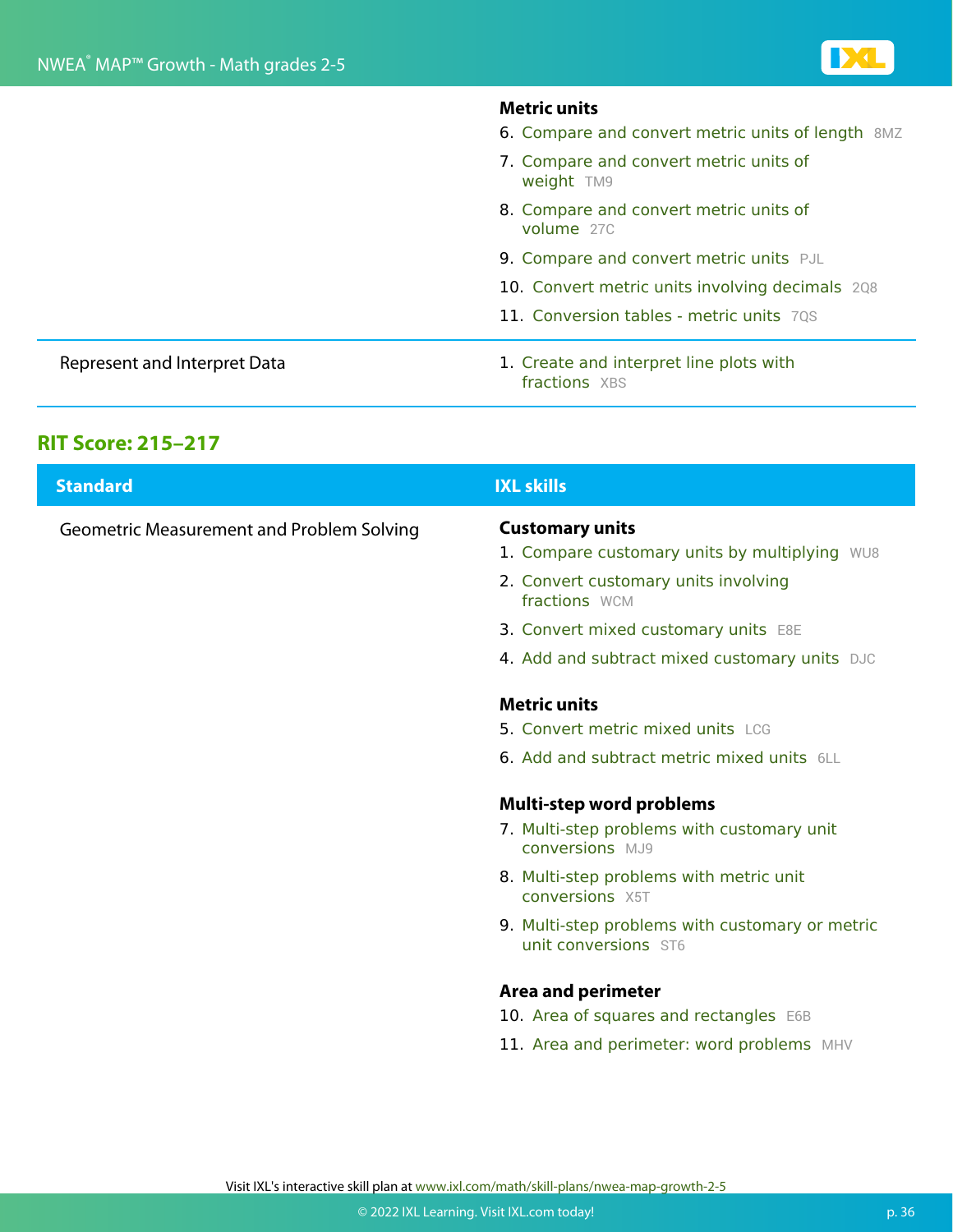| Standard | IXL skills |
| --- | --- |
| | **Metric units**<br>6. Compare and convert metric units of length 8MZ<br>7. Compare and convert metric units of weight TM9<br>8. Compare and convert metric units of volume 27C<br>9. Compare and convert metric units PJL<br>10. Convert metric units involving decimals 2Q8<br>11. Conversion tables - metric units 7QS |
| Represent and Interpret Data | 1. Create and interpret line plots with fractions XBS |

## RIT Score: 215–217

| Standard | IXL skills |
| --- | --- |
| Geometric Measurement and Problem Solving | **Customary units**<br>1. Compare customary units by multiplying WU8<br>2. Convert customary units involving fractions WCM<br>3. Convert mixed customary units E8E<br>4. Add and subtract mixed customary units DJC<br><br>**Metric units**<br>5. Convert metric mixed units LCG<br>6. Add and subtract metric mixed units 6LL<br><br>**Multi-step word problems**<br>7. Multi-step problems with customary unit conversions MJ9<br>8. Multi-step problems with metric unit conversions X5T<br>9. Multi-step problems with customary or metric unit conversions ST6<br><br>**Area and perimeter**<br>10. Area of squares and rectangles E6B<br>11. Area and perimeter: word problems MHV |

Visit IXL's interactive skill plan at www.ixl.com/math/skill-plans/nwea-map-growth-2-5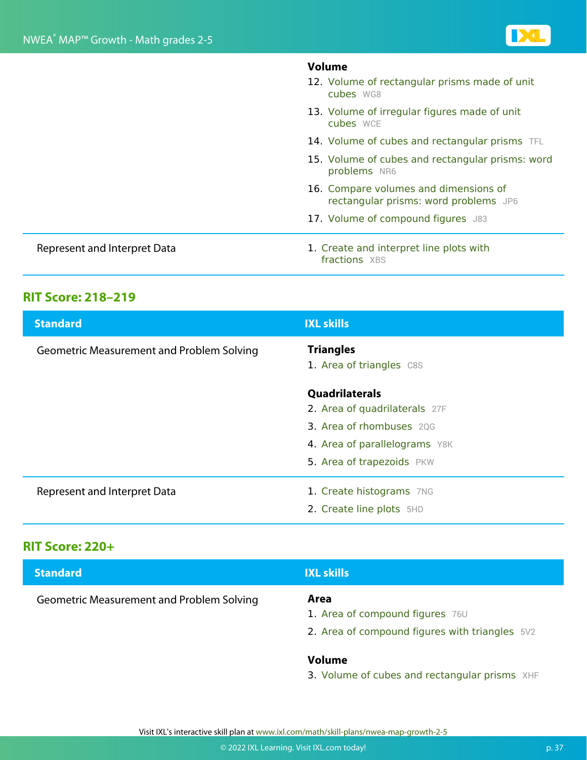| Standard | IXL skills |
|---|---|
| | **Volume**<br>12. Volume of rectangular prisms made of unit cubes WG8<br>13. Volume of irregular figures made of unit cubes WCE<br>14. Volume of cubes and rectangular prisms TFL<br>15. Volume of cubes and rectangular prisms: word problems NR6<br>16. Compare volumes and dimensions of rectangular prisms: word problems JP6<br>17. Volume of compound figures J83 |
| Represent and Interpret Data | 1. Create and interpret line plots with fractions XBS |

## RIT Score: 218–219

| Standard | IXL skills |
|---|---|
| Geometric Measurement and Problem Solving | **Triangles**<br>1. Area of triangles C8S<br><br>**Quadrilaterals**<br>2. Area of quadrilaterals 27F<br>3. Area of rhombuses 2QG<br>4. Area of parallelograms Y8K<br>5. Area of trapezoids PKW |
| Represent and Interpret Data | 1. Create histograms 7NG<br>2. Create line plots 5HD |

## RIT Score: 220+

| Standard | IXL skills |
|---|---|
| Geometric Measurement and Problem Solving | **Area**<br>1. Area of compound figures 76U<br>2. Area of compound figures with triangles 5V2<br><br>**Volume**<br>3. Volume of cubes and rectangular prisms XHF |

Visit IXL's interactive skill plan at www.ixl.com/math/skill-plans/nwea-map-growth-2-5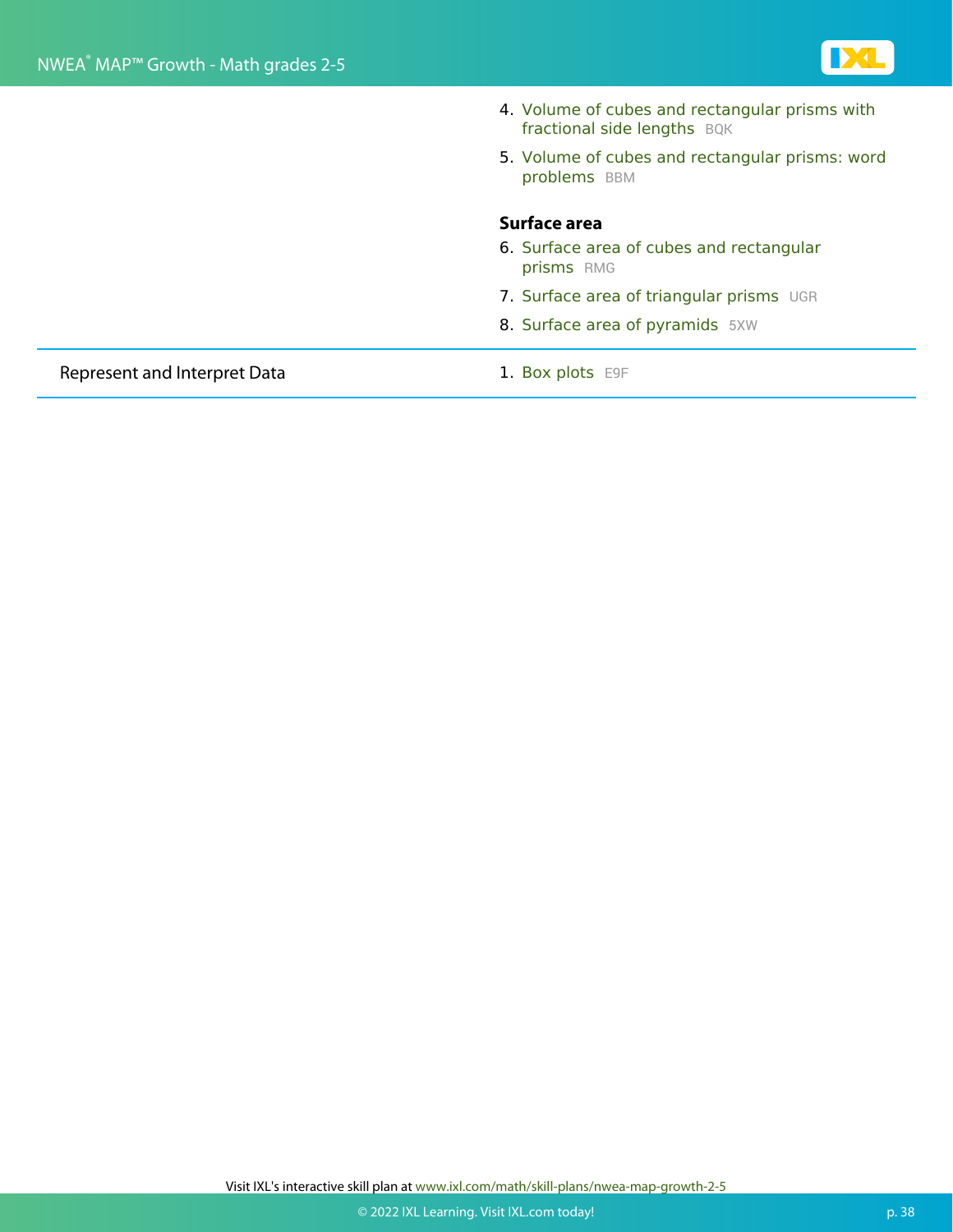4. Volume of cubes and rectangular prisms with fractional side lengths BQK
5. Volume of cubes and rectangular prisms: word problems BBM

**Surface area**

6. Surface area of cubes and rectangular prisms RMG
7. Surface area of triangular prisms UGR
8. Surface area of pyramids 5XW

| Represent and Interpret Data | 1. Box plots E9F |
| --- | --- |

Visit IXL's interactive skill plan at www.ixl.com/math/skill-plans/nwea-map-growth-2-5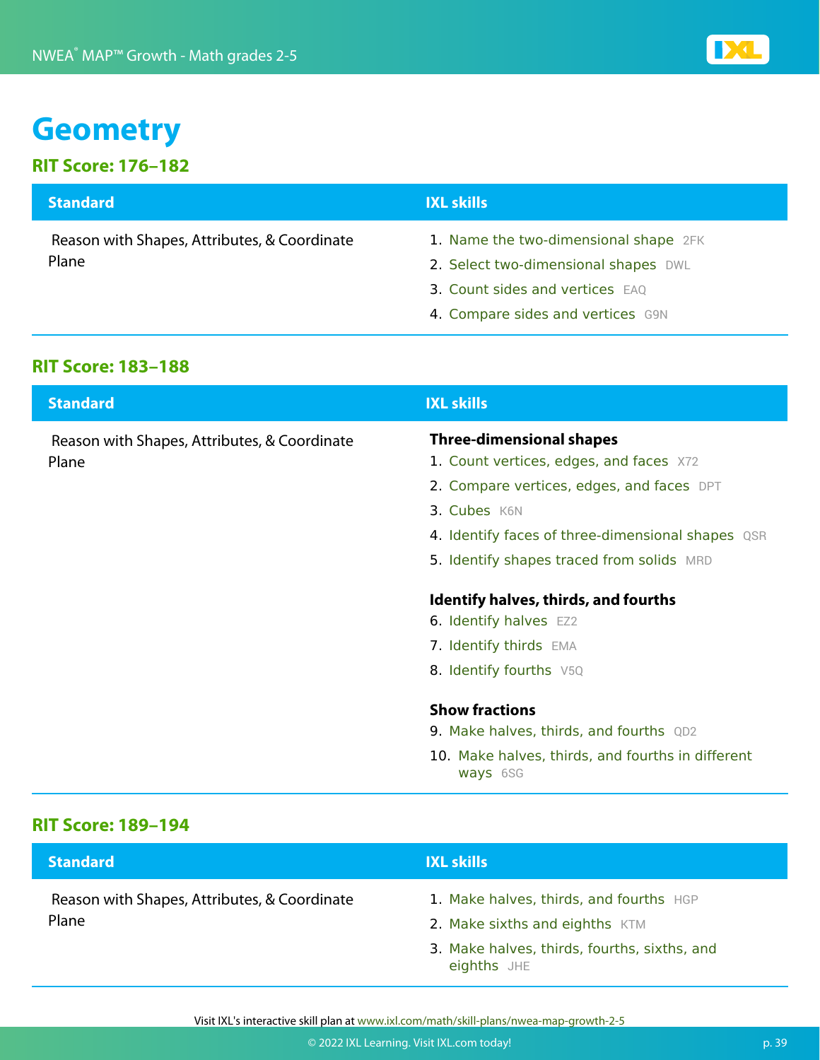# Geometry

## RIT Score: 176–182

| Standard | IXL skills |
| --- | --- |
| Reason with Shapes, Attributes, & Coordinate Plane | 1. Name the two-dimensional shape 2FK<br>2. Select two-dimensional shapes DWL<br>3. Count sides and vertices EAQ<br>4. Compare sides and vertices G9N |

## RIT Score: 183–188

| Standard | IXL skills |
| --- | --- |
| Reason with Shapes, Attributes, & Coordinate Plane | **Three-dimensional shapes**<br>1. Count vertices, edges, and faces X72<br>2. Compare vertices, edges, and faces DPT<br>3. Cubes K6N<br>4. Identify faces of three-dimensional shapes QSR<br>5. Identify shapes traced from solids MRD<br><br>**Identify halves, thirds, and fourths**<br>6. Identify halves EZ2<br>7. Identify thirds EMA<br>8. Identify fourths V5Q<br><br>**Show fractions**<br>9. Make halves, thirds, and fourths QD2<br>10. Make halves, thirds, and fourths in different ways 6SG |

## RIT Score: 189–194

| Standard | IXL skills |
| --- | --- |
| Reason with Shapes, Attributes, & Coordinate Plane | 1. Make halves, thirds, and fourths HGP<br>2. Make sixths and eighths KTM<br>3. Make halves, thirds, fourths, sixths, and eighths JHE |

Visit IXL's interactive skill plan at www.ixl.com/math/skill-plans/nwea-map-growth-2-5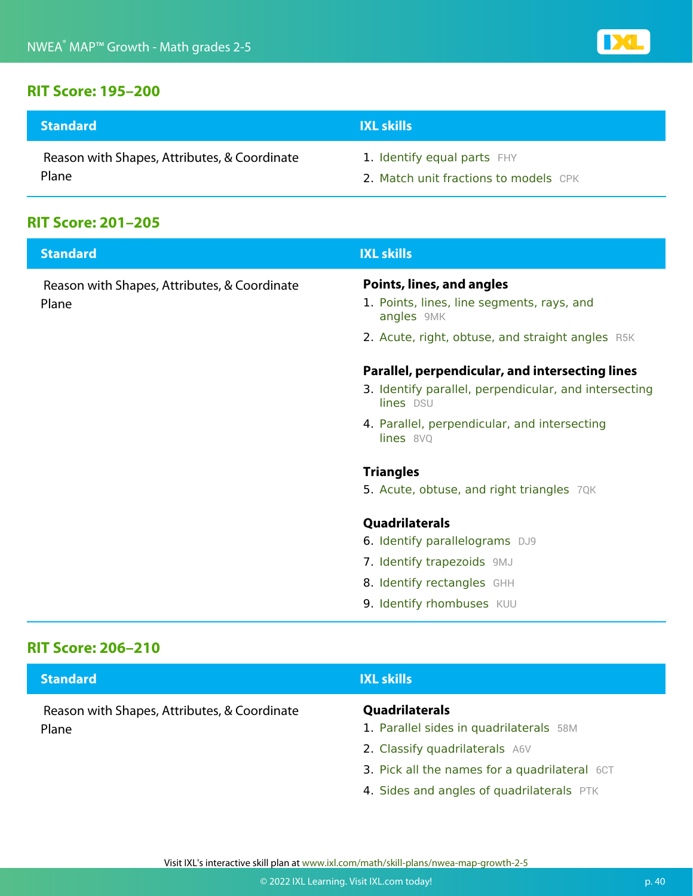## RIT Score: 195–200

| Standard | IXL skills |
| --- | --- |
| Reason with Shapes, Attributes, & Coordinate Plane | 1. Identify equal parts FHY<br>2. Match unit fractions to models CPK |

## RIT Score: 201–205

| Standard | IXL skills |
| --- | --- |
| Reason with Shapes, Attributes, & Coordinate Plane | **Points, lines, and angles**<br>1. Points, lines, line segments, rays, and angles 9MK<br>2. Acute, right, obtuse, and straight angles R5K<br>**Parallel, perpendicular, and intersecting lines**<br>3. Identify parallel, perpendicular, and intersecting lines DSU<br>4. Parallel, perpendicular, and intersecting lines 8VQ<br>**Triangles**<br>5. Acute, obtuse, and right triangles 7QK<br>**Quadrilaterals**<br>6. Identify parallelograms DJ9<br>7. Identify trapezoids 9MJ<br>8. Identify rectangles GHH<br>9. Identify rhombuses KUU |

## RIT Score: 206–210

| Standard | IXL skills |
| --- | --- |
| Reason with Shapes, Attributes, & Coordinate Plane | **Quadrilaterals**<br>1. Parallel sides in quadrilaterals 58M<br>2. Classify quadrilaterals A6V<br>3. Pick all the names for a quadrilateral 6CT<br>4. Sides and angles of quadrilaterals PTK |

Visit IXL's interactive skill plan at www.ixl.com/math/skill-plans/nwea-map-growth-2-5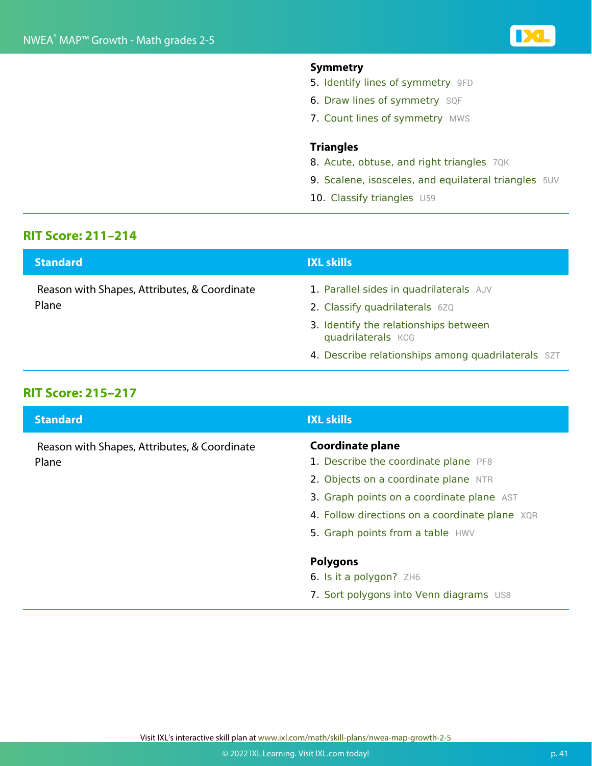| Standard | IXL skills |
|---|---|
| | **Symmetry**<br>5. Identify lines of symmetry 9FD<br>6. Draw lines of symmetry SQF<br>7. Count lines of symmetry MWS<br><br>**Triangles**<br>8. Acute, obtuse, and right triangles 7QK<br>9. Scalene, isosceles, and equilateral triangles 5UV<br>10. Classify triangles U59 |

## RIT Score: 211–214

| Standard | IXL skills |
|---|---|
| Reason with Shapes, Attributes, & Coordinate Plane | 1. Parallel sides in quadrilaterals AJV<br>2. Classify quadrilaterals 6ZQ<br>3. Identify the relationships between quadrilaterals KCG<br>4. Describe relationships among quadrilaterals SZT |

## RIT Score: 215–217

| Standard | IXL skills |
|---|---|
| Reason with Shapes, Attributes, & Coordinate Plane | **Coordinate plane**<br>1. Describe the coordinate plane PF8<br>2. Objects on a coordinate plane NTR<br>3. Graph points on a coordinate plane AST<br>4. Follow directions on a coordinate plane XQR<br>5. Graph points from a table HWV<br><br>**Polygons**<br>6. Is it a polygon? ZH6<br>7. Sort polygons into Venn diagrams US8 |

Visit IXL's interactive skill plan at www.ixl.com/math/skill-plans/nwea-map-growth-2-5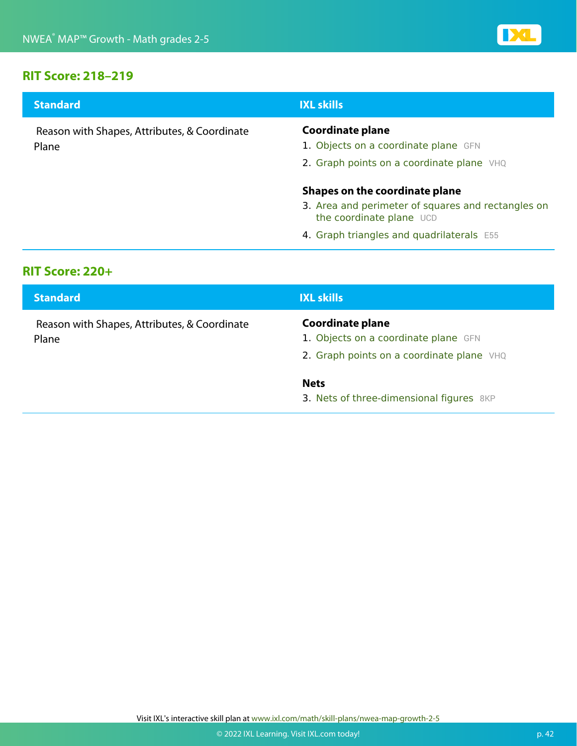## RIT Score: 218–219

| Standard | IXL skills |
|---|---|
| Reason with Shapes, Attributes, & Coordinate Plane | **Coordinate plane**<br>1. Objects on a coordinate plane GFN<br>2. Graph points on a coordinate plane VHQ<br><br>**Shapes on the coordinate plane**<br>3. Area and perimeter of squares and rectangles on the coordinate plane UCD<br>4. Graph triangles and quadrilaterals E55 |

## RIT Score: 220+

| Standard | IXL skills |
|---|---|
| Reason with Shapes, Attributes, & Coordinate Plane | **Coordinate plane**<br>1. Objects on a coordinate plane GFN<br>2. Graph points on a coordinate plane VHQ<br><br>**Nets**<br>3. Nets of three-dimensional figures 8KP |

Visit IXL's interactive skill plan at www.ixl.com/math/skill-plans/nwea-map-growth-2-5